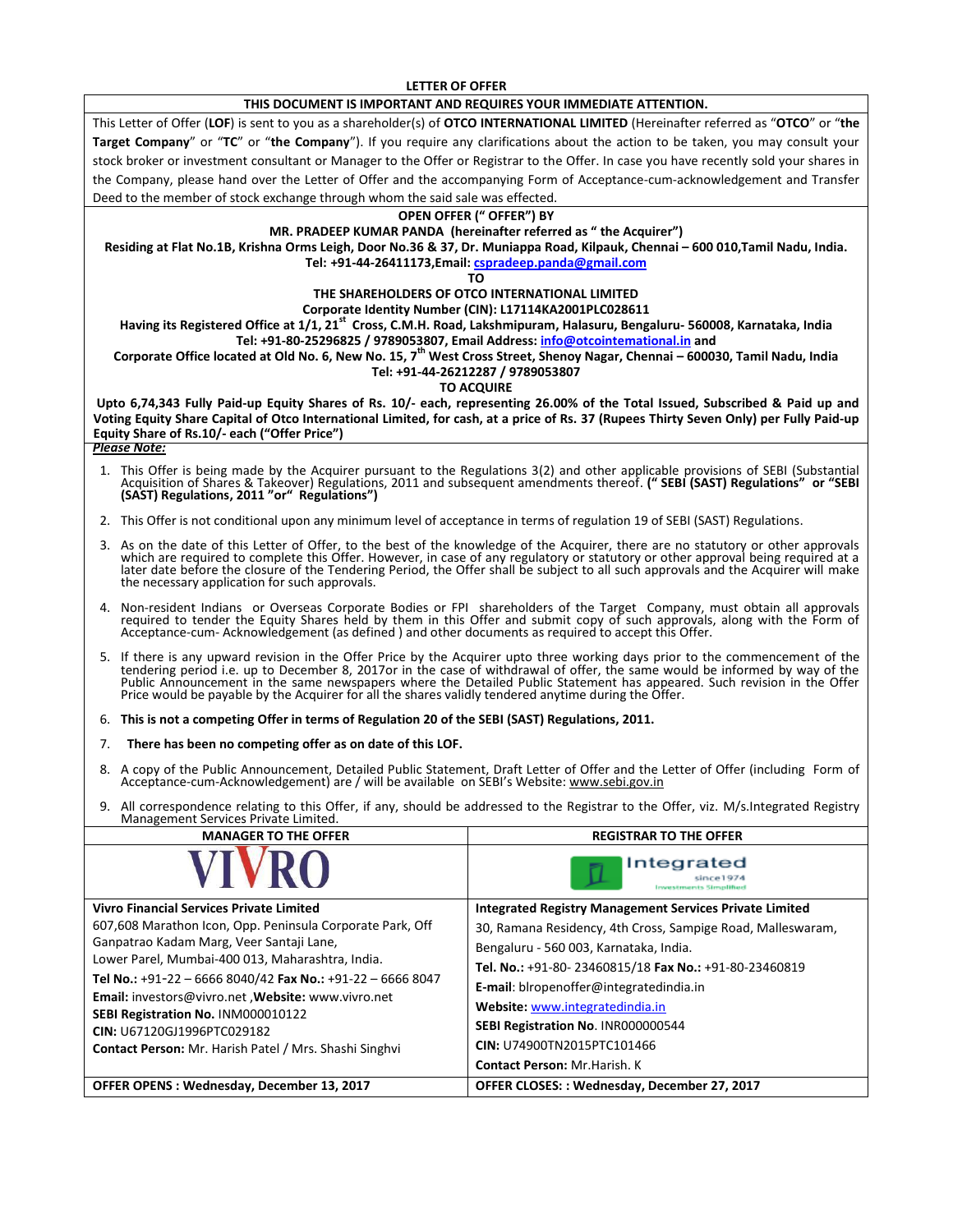# LETTER OF OFFER

**THIS DOCUMENT IS IMPORTANT AND REQUIRES YOUR IMMEDIATE ATTENTION.**

This Letter of Offer (**LOF**) is sent to you as a shareholder(s) of **OTCO INTERNATIONAL LIMITED** (Hereinafter referred as "**OTCO**" or "**the Target Company**" or "**TC**" or "**the Company**"). If you require any clarifications about the action to be taken, you may consult your stock broker or investment consultant or Manager to the Offer or Registrar to the Offer. In case you have recently sold your shares in the Company, please hand over the Letter of Offer and the accompanying Form of Acceptance-cum-acknowledgement and Transfer Deed to the member of stock exchange through whom the said sale was effected.

**OPEN OFFER (" OFFER") BY**

**MR. PRADEEP KUMAR PANDA (hereinafter referred as " the Acquirer")**

**Residing at Flat No.1B, Krishna Orms Leigh, Door No.36 & 37, Dr. Muniappa Road, Kilpauk, Chennai – 600 010,Tamil Nadu, India.**

**Tel: +91-44-26411173,Email: cspradeep.panda@gmail.com**

**TO**

**THE SHAREHOLDERS OF OTCO INTERNATIONAL LIMITED**

**Corporate Identity Number (CIN): L17114KA2001PLC028611**

**Having its Registered Office at 1/1, 21st Cross, C.M.H. Road, Lakshmipuram, Halasuru, Bengaluru- 560008, Karnataka, India**

**Tel: +91-80-25296825 / 9789053807, Email Address: info@otcointernational.in and**

**Corporate Office located at Old No. 6, New No. 15, 7th West Cross Street, Shenoy Nagar, Chennai – 600030, Tamil Nadu, India**

**Tel: +91-44-26212287 / 9789053807**

**TO ACQUIRE**

**Upto 6,74,343 Fully Paid-up Equity Shares of Rs. 10/- each, representing 26.00% of the Total Issued, Subscribed & Paid up and Voting Equity Share Capital of Otco International Limited, for cash, at a price of Rs. 37 (Rupees Thirty Seven Only) per Fully Paid-up Equity Share of Rs.10/- each ("Offer Price")**

***Please Note:***

1. This Offer is being made by the Acquirer pursuant to the Regulations 3(2) and other applicable provisions of SEBI (Substantial Acquisition of Shares & Takeover) Regulations, 2011 and subsequent amendments thereof. **(" SEBI (SAST) Regulations" or "SEBI (SAST) Regulations, 2011 "or" Regulations")**
2. This Offer is not conditional upon any minimum level of acceptance in terms of regulation 19 of SEBI (SAST) Regulations.
3. As on the date of this Letter of Offer, to the best of the knowledge of the Acquirer, there are no statutory or other approvals which are required to complete this Offer. However, in case of any regulatory or statutory or other approval being required at a later date before the closure of the Tendering Period, the Offer shall be subject to all such approvals and the Acquirer will make the necessary application for such approvals.
4. Non-resident Indians or Overseas Corporate Bodies or FPI shareholders of the Target Company, must obtain all approvals required to tender the Equity Shares held by them in this Offer and submit copy of such approvals, along with the Form of Acceptance-cum- Acknowledgement (as defined ) and other documents as required to accept this Offer.
5. If there is any upward revision in the Offer Price by the Acquirer upto three working days prior to the commencement of the tendering period i.e. up to December 8, 2017or in the case of withdrawal of offer, the same would be informed by way of the Public Announcement in the same newspapers where the Detailed Public Statement has appeared. Such revision in the Offer Price would be payable by the Acquirer for all the shares validly tendered anytime during the Offer.
6. **This is not a competing Offer in terms of Regulation 20 of the SEBI (SAST) Regulations, 2011.**
7. **There has been no competing offer as on date of this LOF.**
8. A copy of the Public Announcement, Detailed Public Statement, Draft Letter of Offer and the Letter of Offer (including Form of Acceptance-cum-Acknowledgement) are / will be available on SEBI's Website: www.sebi.gov.in
9. All correspondence relating to this Offer, if any, should be addressed to the Registrar to the Offer, viz. M/s.Integrated Registry Management Services Private Limited.

| MANAGER TO THE OFFER | REGISTRAR TO THE OFFER |
|---|---|
| VIVRO | Integrated since1974 Investments Simplified |
| **Vivro Financial Services Private Limited**<br>607,608 Marathon Icon, Opp. Peninsula Corporate Park, Off Ganpatrao Kadam Marg, Veer Santaji Lane,<br>Lower Parel, Mumbai-400 013, Maharashtra, India.<br>**Tel No.:** +91-22 – 6666 8040/42 **Fax No.:** +91-22 – 6666 8047<br>**Email:** investors@vivro.net ,**Website:** www.vivro.net<br>**SEBI Registration No.** INM000010122<br>**CIN:** U67120GJ1996PTC029182<br>**Contact Person:** Mr. Harish Patel / Mrs. Shashi Singhvi | **Integrated Registry Management Services Private Limited**<br>30, Ramana Residency, 4th Cross, Sampige Road, Malleswaram,<br>Bengaluru - 560 003, Karnataka, India.<br>**Tel. No.:** +91-80- 23460815/18 **Fax No.:** +91-80-23460819<br>**E-mail**: blropenoffer@integratedindia.in<br>**Website:** www.integratedindia.in<br>**SEBI Registration No**. INR000000544<br>**CIN:** U74900TN2015PTC101466<br>**Contact Person:** Mr.Harish. K |
| **OFFER OPENS : Wednesday, December 13, 2017** | **OFFER CLOSES: : Wednesday, December 27, 2017** |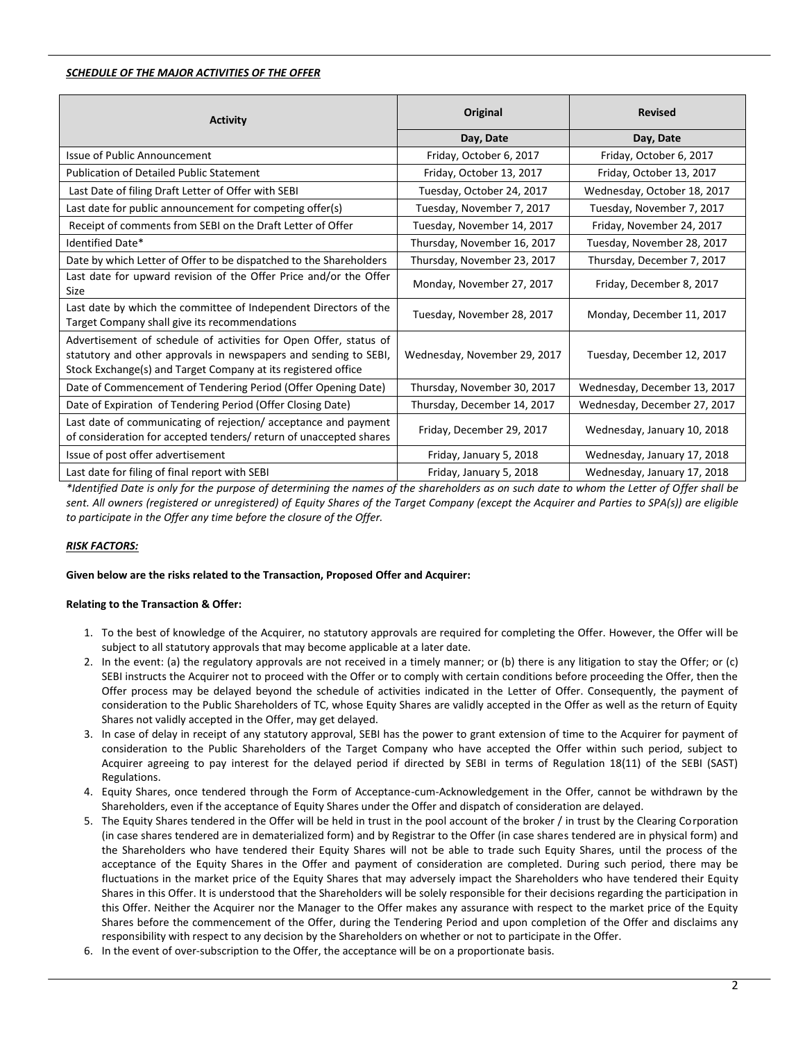***SCHEDULE OF THE MAJOR ACTIVITIES OF THE OFFER***

| Activity | Original | Revised |
|---|---|---|
| | Day, Date | Day, Date |
| Issue of Public Announcement | Friday, October 6, 2017 | Friday, October 6, 2017 |
| Publication of Detailed Public Statement | Friday, October 13, 2017 | Friday, October 13, 2017 |
| Last Date of filing Draft Letter of Offer with SEBI | Tuesday, October 24, 2017 | Wednesday, October 18, 2017 |
| Last date for public announcement for competing offer(s) | Tuesday, November 7, 2017 | Tuesday, November 7, 2017 |
| Receipt of comments from SEBI on the Draft Letter of Offer | Tuesday, November 14, 2017 | Friday, November 24, 2017 |
| Identified Date* | Thursday, November 16, 2017 | Tuesday, November 28, 2017 |
| Date by which Letter of Offer to be dispatched to the Shareholders | Thursday, November 23, 2017 | Thursday, December 7, 2017 |
| Last date for upward revision of the Offer Price and/or the Offer Size | Monday, November 27, 2017 | Friday, December 8, 2017 |
| Last date by which the committee of Independent Directors of the Target Company shall give its recommendations | Tuesday, November 28, 2017 | Monday, December 11, 2017 |
| Advertisement of schedule of activities for Open Offer, status of statutory and other approvals in newspapers and sending to SEBI, Stock Exchange(s) and Target Company at its registered office | Wednesday, November 29, 2017 | Tuesday, December 12, 2017 |
| Date of Commencement of Tendering Period (Offer Opening Date) | Thursday, November 30, 2017 | Wednesday, December 13, 2017 |
| Date of Expiration of Tendering Period (Offer Closing Date) | Thursday, December 14, 2017 | Wednesday, December 27, 2017 |
| Last date of communicating of rejection/ acceptance and payment of consideration for accepted tenders/ return of unaccepted shares | Friday, December 29, 2017 | Wednesday, January 10, 2018 |
| Issue of post offer advertisement | Friday, January 5, 2018 | Wednesday, January 17, 2018 |
| Last date for filing of final report with SEBI | Friday, January 5, 2018 | Wednesday, January 17, 2018 |

*\*Identified Date is only for the purpose of determining the names of the shareholders as on such date to whom the Letter of Offer shall be sent. All owners (registered or unregistered) of Equity Shares of the Target Company (except the Acquirer and Parties to SPA(s)) are eligible to participate in the Offer any time before the closure of the Offer.*

***RISK FACTORS:***

**Given below are the risks related to the Transaction, Proposed Offer and Acquirer:**

**Relating to the Transaction & Offer:**

1. To the best of knowledge of the Acquirer, no statutory approvals are required for completing the Offer. However, the Offer will be subject to all statutory approvals that may become applicable at a later date.
2. In the event: (a) the regulatory approvals are not received in a timely manner; or (b) there is any litigation to stay the Offer; or (c) SEBI instructs the Acquirer not to proceed with the Offer or to comply with certain conditions before proceeding the Offer, then the Offer process may be delayed beyond the schedule of activities indicated in the Letter of Offer. Consequently, the payment of consideration to the Public Shareholders of TC, whose Equity Shares are validly accepted in the Offer as well as the return of Equity Shares not validly accepted in the Offer, may get delayed.
3. In case of delay in receipt of any statutory approval, SEBI has the power to grant extension of time to the Acquirer for payment of consideration to the Public Shareholders of the Target Company who have accepted the Offer within such period, subject to Acquirer agreeing to pay interest for the delayed period if directed by SEBI in terms of Regulation 18(11) of the SEBI (SAST) Regulations.
4. Equity Shares, once tendered through the Form of Acceptance-cum-Acknowledgement in the Offer, cannot be withdrawn by the Shareholders, even if the acceptance of Equity Shares under the Offer and dispatch of consideration are delayed.
5. The Equity Shares tendered in the Offer will be held in trust in the pool account of the broker / in trust by the Clearing Corporation (in case shares tendered are in dematerialized form) and by Registrar to the Offer (in case shares tendered are in physical form) and the Shareholders who have tendered their Equity Shares will not be able to trade such Equity Shares, until the process of the acceptance of the Equity Shares in the Offer and payment of consideration are completed. During such period, there may be fluctuations in the market price of the Equity Shares that may adversely impact the Shareholders who have tendered their Equity Shares in this Offer. It is understood that the Shareholders will be solely responsible for their decisions regarding the participation in this Offer. Neither the Acquirer nor the Manager to the Offer makes any assurance with respect to the market price of the Equity Shares before the commencement of the Offer, during the Tendering Period and upon completion of the Offer and disclaims any responsibility with respect to any decision by the Shareholders on whether or not to participate in the Offer.
6. In the event of over-subscription to the Offer, the acceptance will be on a proportionate basis.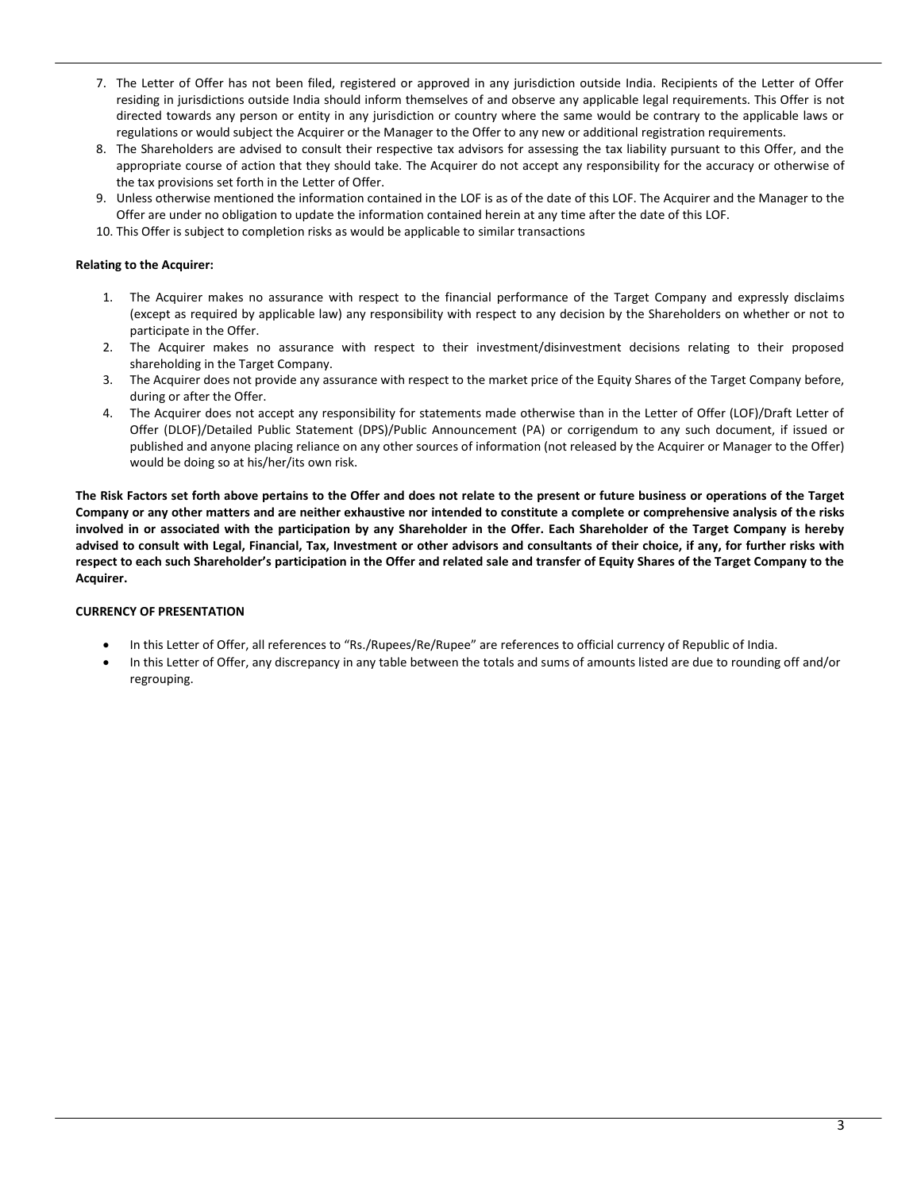7. The Letter of Offer has not been filed, registered or approved in any jurisdiction outside India. Recipients of the Letter of Offer residing in jurisdictions outside India should inform themselves of and observe any applicable legal requirements. This Offer is not directed towards any person or entity in any jurisdiction or country where the same would be contrary to the applicable laws or regulations or would subject the Acquirer or the Manager to the Offer to any new or additional registration requirements.
8. The Shareholders are advised to consult their respective tax advisors for assessing the tax liability pursuant to this Offer, and the appropriate course of action that they should take. The Acquirer do not accept any responsibility for the accuracy or otherwise of the tax provisions set forth in the Letter of Offer.
9. Unless otherwise mentioned the information contained in the LOF is as of the date of this LOF. The Acquirer and the Manager to the Offer are under no obligation to update the information contained herein at any time after the date of this LOF.
10. This Offer is subject to completion risks as would be applicable to similar transactions

**Relating to the Acquirer:**

1. The Acquirer makes no assurance with respect to the financial performance of the Target Company and expressly disclaims (except as required by applicable law) any responsibility with respect to any decision by the Shareholders on whether or not to participate in the Offer.
2. The Acquirer makes no assurance with respect to their investment/disinvestment decisions relating to their proposed shareholding in the Target Company.
3. The Acquirer does not provide any assurance with respect to the market price of the Equity Shares of the Target Company before, during or after the Offer.
4. The Acquirer does not accept any responsibility for statements made otherwise than in the Letter of Offer (LOF)/Draft Letter of Offer (DLOF)/Detailed Public Statement (DPS)/Public Announcement (PA) or corrigendum to any such document, if issued or published and anyone placing reliance on any other sources of information (not released by the Acquirer or Manager to the Offer) would be doing so at his/her/its own risk.

**The Risk Factors set forth above pertains to the Offer and does not relate to the present or future business or operations of the Target Company or any other matters and are neither exhaustive nor intended to constitute a complete or comprehensive analysis of the risks involved in or associated with the participation by any Shareholder in the Offer. Each Shareholder of the Target Company is hereby advised to consult with Legal, Financial, Tax, Investment or other advisors and consultants of their choice, if any, for further risks with respect to each such Shareholder's participation in the Offer and related sale and transfer of Equity Shares of the Target Company to the Acquirer.**

**CURRENCY OF PRESENTATION**

- In this Letter of Offer, all references to "Rs./Rupees/Re/Rupee" are references to official currency of Republic of India.
- In this Letter of Offer, any discrepancy in any table between the totals and sums of amounts listed are due to rounding off and/or regrouping.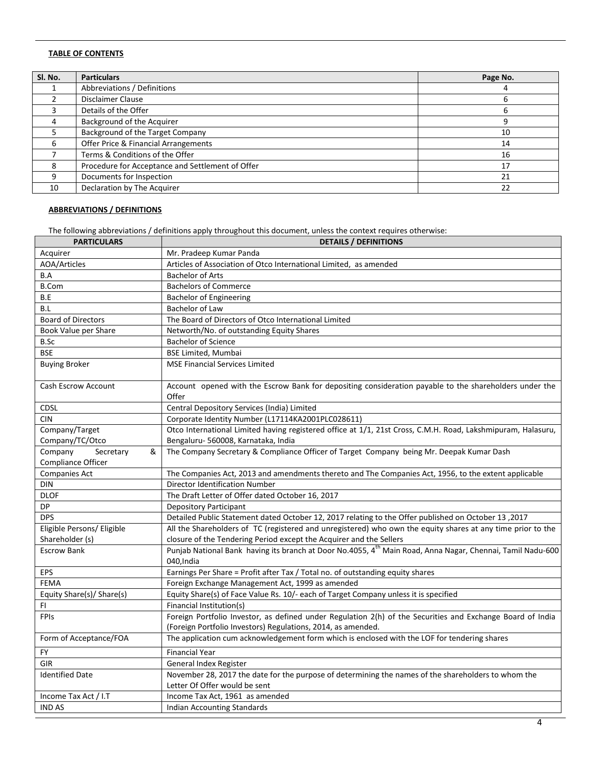**TABLE OF CONTENTS**

| Sl. No. | Particulars | Page No. |
|---|---|---|
| 1 | Abbreviations / Definitions | 4 |
| 2 | Disclaimer Clause | 6 |
| 3 | Details of the Offer | 6 |
| 4 | Background of the Acquirer | 9 |
| 5 | Background of the Target Company | 10 |
| 6 | Offer Price & Financial Arrangements | 14 |
| 7 | Terms & Conditions of the Offer | 16 |
| 8 | Procedure for Acceptance and Settlement of Offer | 17 |
| 9 | Documents for Inspection | 21 |
| 10 | Declaration by The Acquirer | 22 |

**ABBREVIATIONS / DEFINITIONS**

The following abbreviations / definitions apply throughout this document, unless the context requires otherwise:

| PARTICULARS | DETAILS / DEFINITIONS |
|---|---|
| Acquirer | Mr. Pradeep Kumar Panda |
| AOA/Articles | Articles of Association of Otco International Limited, as amended |
| B.A | Bachelor of Arts |
| B.Com | Bachelors of Commerce |
| B.E | Bachelor of Engineering |
| B.L | Bachelor of Law |
| Board of Directors | The Board of Directors of Otco International Limited |
| Book Value per Share | Networth/No. of outstanding Equity Shares |
| B.Sc | Bachelor of Science |
| BSE | BSE Limited, Mumbai |
| Buying Broker | MSE Financial Services Limited |
| Cash Escrow Account | Account opened with the Escrow Bank for depositing consideration payable to the shareholders under the Offer |
| CDSL | Central Depository Services (India) Limited |
| CIN | Corporate Identity Number (L17114KA2001PLC028611) |
| Company/Target Company/TC/Otco | Otco International Limited having registered office at 1/1, 21st Cross, C.M.H. Road, Lakshmipuram, Halasuru, Bengaluru- 560008, Karnataka, India |
| Company Secretary & Compliance Officer | The Company Secretary & Compliance Officer of Target Company being Mr. Deepak Kumar Dash |
| Companies Act | The Companies Act, 2013 and amendments thereto and The Companies Act, 1956, to the extent applicable |
| DIN | Director Identification Number |
| DLOF | The Draft Letter of Offer dated October 16, 2017 |
| DP | Depository Participant |
| DPS | Detailed Public Statement dated October 12, 2017 relating to the Offer published on October 13 ,2017 |
| Eligible Persons/ Eligible Shareholder (s) | All the Shareholders of TC (registered and unregistered) who own the equity shares at any time prior to the closure of the Tendering Period except the Acquirer and the Sellers |
| Escrow Bank | Punjab National Bank having its branch at Door No.4055, 4th Main Road, Anna Nagar, Chennai, Tamil Nadu-600 040,India |
| EPS | Earnings Per Share = Profit after Tax / Total no. of outstanding equity shares |
| FEMA | Foreign Exchange Management Act, 1999 as amended |
| Equity Share(s)/ Share(s) | Equity Share(s) of Face Value Rs. 10/- each of Target Company unless it is specified |
| FI | Financial Institution(s) |
| FPIs | Foreign Portfolio Investor, as defined under Regulation 2(h) of the Securities and Exchange Board of India (Foreign Portfolio Investors) Regulations, 2014, as amended. |
| Form of Acceptance/FOA | The application cum acknowledgement form which is enclosed with the LOF for tendering shares |
| FY | Financial Year |
| GIR | General Index Register |
| Identified Date | November 28, 2017 the date for the purpose of determining the names of the shareholders to whom the Letter Of Offer would be sent |
| Income Tax Act / I.T | Income Tax Act, 1961 as amended |
| IND AS | Indian Accounting Standards |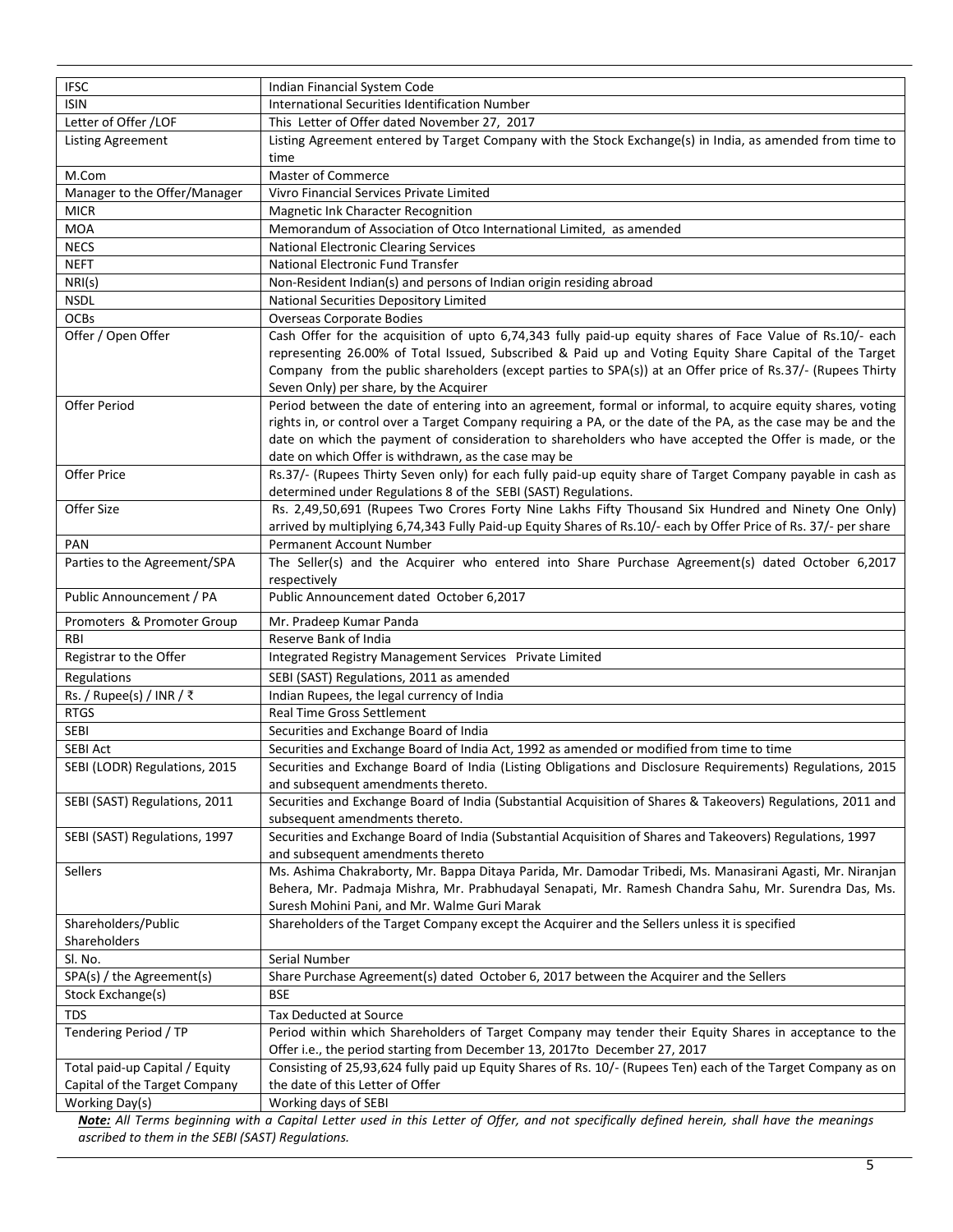| IFSC | Indian Financial System Code |
|---|---|
| ISIN | International Securities Identification Number |
| Letter of Offer /LOF | This Letter of Offer dated November 27, 2017 |
| Listing Agreement | Listing Agreement entered by Target Company with the Stock Exchange(s) in India, as amended from time to time |
| M.Com | Master of Commerce |
| Manager to the Offer/Manager | Vivro Financial Services Private Limited |
| MICR | Magnetic Ink Character Recognition |
| MOA | Memorandum of Association of Otco International Limited, as amended |
| NECS | National Electronic Clearing Services |
| NEFT | National Electronic Fund Transfer |
| NRI(s) | Non-Resident Indian(s) and persons of Indian origin residing abroad |
| NSDL | National Securities Depository Limited |
| OCBs | Overseas Corporate Bodies |
| Offer / Open Offer | Cash Offer for the acquisition of upto 6,74,343 fully paid-up equity shares of Face Value of Rs.10/- each representing 26.00% of Total Issued, Subscribed & Paid up and Voting Equity Share Capital of the Target Company from the public shareholders (except parties to SPA(s)) at an Offer price of Rs.37/- (Rupees Thirty Seven Only) per share, by the Acquirer |
| Offer Period | Period between the date of entering into an agreement, formal or informal, to acquire equity shares, voting rights in, or control over a Target Company requiring a PA, or the date of the PA, as the case may be and the date on which the payment of consideration to shareholders who have accepted the Offer is made, or the date on which Offer is withdrawn, as the case may be |
| Offer Price | Rs.37/- (Rupees Thirty Seven only) for each fully paid-up equity share of Target Company payable in cash as determined under Regulations 8 of the SEBI (SAST) Regulations. |
| Offer Size | Rs. 2,49,50,691 (Rupees Two Crores Forty Nine Lakhs Fifty Thousand Six Hundred and Ninety One Only) arrived by multiplying 6,74,343 Fully Paid-up Equity Shares of Rs.10/- each by Offer Price of Rs. 37/- per share |
| PAN | Permanent Account Number |
| Parties to the Agreement/SPA | The Seller(s) and the Acquirer who entered into Share Purchase Agreement(s) dated October 6,2017 respectively |
| Public Announcement / PA | Public Announcement dated October 6,2017 |
| Promoters & Promoter Group | Mr. Pradeep Kumar Panda |
| RBI | Reserve Bank of India |
| Registrar to the Offer | Integrated Registry Management Services Private Limited |
| Regulations | SEBI (SAST) Regulations, 2011 as amended |
| Rs. / Rupee(s) / INR / ₹ | Indian Rupees, the legal currency of India |
| RTGS | Real Time Gross Settlement |
| SEBI | Securities and Exchange Board of India |
| SEBI Act | Securities and Exchange Board of India Act, 1992 as amended or modified from time to time |
| SEBI (LODR) Regulations, 2015 | Securities and Exchange Board of India (Listing Obligations and Disclosure Requirements) Regulations, 2015 and subsequent amendments thereto. |
| SEBI (SAST) Regulations, 2011 | Securities and Exchange Board of India (Substantial Acquisition of Shares & Takeovers) Regulations, 2011 and subsequent amendments thereto. |
| SEBI (SAST) Regulations, 1997 | Securities and Exchange Board of India (Substantial Acquisition of Shares and Takeovers) Regulations, 1997 and subsequent amendments thereto |
| Sellers | Ms. Ashima Chakraborty, Mr. Bappa Ditaya Parida, Mr. Damodar Tribedi, Ms. Manasirani Agasti, Mr. Niranjan Behera, Mr. Padmaja Mishra, Mr. Prabhudayal Senapati, Mr. Ramesh Chandra Sahu, Mr. Surendra Das, Ms. Suresh Mohini Pani, and Mr. Walme Guri Marak |
| Shareholders/Public Shareholders | Shareholders of the Target Company except the Acquirer and the Sellers unless it is specified |
| Sl. No. | Serial Number |
| SPA(s) / the Agreement(s) | Share Purchase Agreement(s) dated October 6, 2017 between the Acquirer and the Sellers |
| Stock Exchange(s) | BSE |
| TDS | Tax Deducted at Source |
| Tendering Period / TP | Period within which Shareholders of Target Company may tender their Equity Shares in acceptance to the Offer i.e., the period starting from December 13, 2017to December 27, 2017 |
| Total paid-up Capital / Equity Capital of the Target Company | Consisting of 25,93,624 fully paid up Equity Shares of Rs. 10/- (Rupees Ten) each of the Target Company as on the date of this Letter of Offer |
| Working Day(s) | Working days of SEBI |

***Note:*** *All Terms beginning with a Capital Letter used in this Letter of Offer, and not specifically defined herein, shall have the meanings ascribed to them in the SEBI (SAST) Regulations.*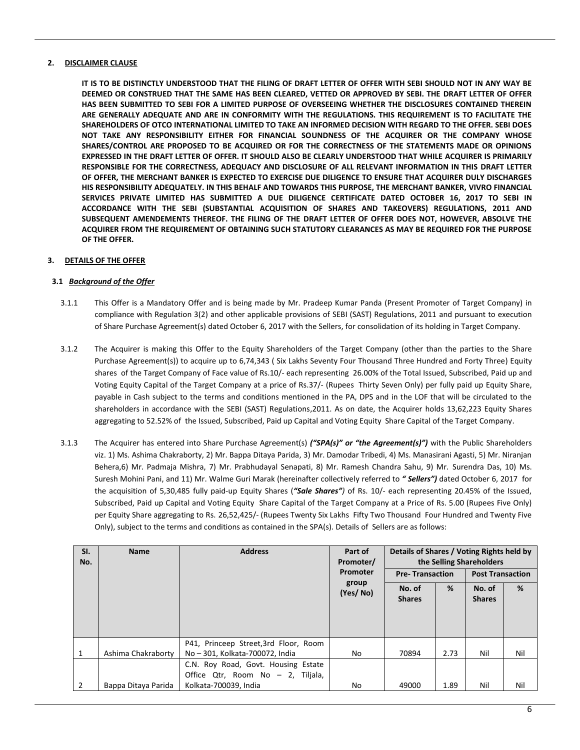## 2. DISCLAIMER CLAUSE

**IT IS TO BE DISTINCTLY UNDERSTOOD THAT THE FILING OF DRAFT LETTER OF OFFER WITH SEBI SHOULD NOT IN ANY WAY BE DEEMED OR CONSTRUED THAT THE SAME HAS BEEN CLEARED, VETTED OR APPROVED BY SEBI. THE DRAFT LETTER OF OFFER HAS BEEN SUBMITTED TO SEBI FOR A LIMITED PURPOSE OF OVERSEEING WHETHER THE DISCLOSURES CONTAINED THEREIN ARE GENERALLY ADEQUATE AND ARE IN CONFORMITY WITH THE REGULATIONS. THIS REQUIREMENT IS TO FACILITATE THE SHAREHOLDERS OF OTCO INTERNATIONAL LIMITED TO TAKE AN INFORMED DECISION WITH REGARD TO THE OFFER. SEBI DOES NOT TAKE ANY RESPONSIBILITY EITHER FOR FINANCIAL SOUNDNESS OF THE ACQUIRER OR THE COMPANY WHOSE SHARES/CONTROL ARE PROPOSED TO BE ACQUIRED OR FOR THE CORRECTNESS OF THE STATEMENTS MADE OR OPINIONS EXPRESSED IN THE DRAFT LETTER OF OFFER. IT SHOULD ALSO BE CLEARLY UNDERSTOOD THAT WHILE ACQUIRER IS PRIMARILY RESPONSIBLE FOR THE CORRECTNESS, ADEQUACY AND DISCLOSURE OF ALL RELEVANT INFORMATION IN THIS DRAFT LETTER OF OFFER, THE MERCHANT BANKER IS EXPECTED TO EXERCISE DUE DILIGENCE TO ENSURE THAT ACQUIRER DULY DISCHARGES HIS RESPONSIBILITY ADEQUATELY. IN THIS BEHALF AND TOWARDS THIS PURPOSE, THE MERCHANT BANKER, VIVRO FINANCIAL SERVICES PRIVATE LIMITED HAS SUBMITTED A DUE DILIGENCE CERTIFICATE DATED OCTOBER 16, 2017 TO SEBI IN ACCORDANCE WITH THE SEBI (SUBSTANTIAL ACQUISITION OF SHARES AND TAKEOVERS) REGULATIONS, 2011 AND SUBSEQUENT AMENDEMENTS THEREOF. THE FILING OF THE DRAFT LETTER OF OFFER DOES NOT, HOWEVER, ABSOLVE THE ACQUIRER FROM THE REQUIREMENT OF OBTAINING SUCH STATUTORY CLEARANCES AS MAY BE REQUIRED FOR THE PURPOSE OF THE OFFER.**

## 3. DETAILS OF THE OFFER

### 3.1 *Background of the Offer*

3.1.1 This Offer is a Mandatory Offer and is being made by Mr. Pradeep Kumar Panda (Present Promoter of Target Company) in compliance with Regulation 3(2) and other applicable provisions of SEBI (SAST) Regulations, 2011 and pursuant to execution of Share Purchase Agreement(s) dated October 6, 2017 with the Sellers, for consolidation of its holding in Target Company.

3.1.2 The Acquirer is making this Offer to the Equity Shareholders of the Target Company (other than the parties to the Share Purchase Agreement(s)) to acquire up to 6,74,343 ( Six Lakhs Seventy Four Thousand Three Hundred and Forty Three) Equity shares of the Target Company of Face value of Rs.10/- each representing 26.00% of the Total Issued, Subscribed, Paid up and Voting Equity Capital of the Target Company at a price of Rs.37/- (Rupees Thirty Seven Only) per fully paid up Equity Share, payable in Cash subject to the terms and conditions mentioned in the PA, DPS and in the LOF that will be circulated to the shareholders in accordance with the SEBI (SAST) Regulations,2011. As on date, the Acquirer holds 13,62,223 Equity Shares aggregating to 52.52% of the Issued, Subscribed, Paid up Capital and Voting Equity Share Capital of the Target Company.

3.1.3 The Acquirer has entered into Share Purchase Agreement(s) ***("SPA(s)" or "the Agreement(s)")*** with the Public Shareholders viz. 1) Ms. Ashima Chakraborty, 2) Mr. Bappa Ditaya Parida, 3) Mr. Damodar Tribedi, 4) Ms. Manasirani Agasti, 5) Mr. Niranjan Behera,6) Mr. Padmaja Mishra, 7) Mr. Prabhudayal Senapati, 8) Mr. Ramesh Chandra Sahu, 9) Mr. Surendra Das, 10) Ms. Suresh Mohini Pani, and 11) Mr. Walme Guri Marak (hereinafter collectively referred to ***" Sellers")*** dated October 6, 2017 for the acquisition of 5,30,485 fully paid-up Equity Shares (***"Sale Shares")*** of Rs. 10/- each representing 20.45% of the Issued, Subscribed, Paid up Capital and Voting Equity Share Capital of the Target Company at a Price of Rs. 5.00 (Rupees Five Only) per Equity Share aggregating to Rs. 26,52,425/- (Rupees Twenty Six Lakhs Fifty Two Thousand Four Hundred and Twenty Five Only), subject to the terms and conditions as contained in the SPA(s). Details of Sellers are as follows:

| SI. No. | Name | Address | Part of Promoter/ Promoter group (Yes/ No) | Details of Shares / Voting Rights held by the Selling Shareholders | | | |
|---|---|---|---|---|---|---|---|
| | | | | Pre- Transaction | | Post Transaction | |
| | | | | No. of Shares | % | No. of Shares | % |
| 1 | Ashima Chakraborty | P41, Princeep Street,3rd Floor, Room No – 301, Kolkata-700072, India | No | 70894 | 2.73 | Nil | Nil |
| 2 | Bappa Ditaya Parida | C.N. Roy Road, Govt. Housing Estate Office Qtr, Room No – 2, Tiljala, Kolkata-700039, India | No | 49000 | 1.89 | Nil | Nil |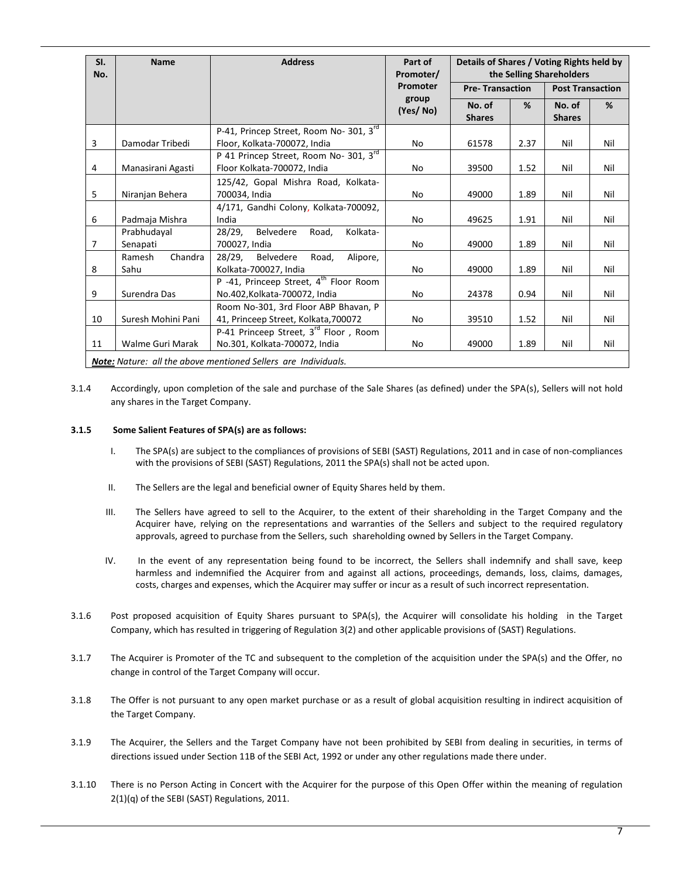| Sl. No. | Name | Address | Part of Promoter/ Promoter group (Yes/ No) | Details of Shares / Voting Rights held by the Selling Shareholders | | | |
|---|---|---|---|---|---|---|---|
| | | | | Pre- Transaction | | Post Transaction | |
| | | | | No. of Shares | % | No. of Shares | % |
| 3 | Damodar Tribedi | P-41, Princep Street, Room No- 301, 3rd Floor, Kolkata-700072, India | No | 61578 | 2.37 | Nil | Nil |
| 4 | Manasirani Agasti | P 41 Princep Street, Room No- 301, 3rd Floor Kolkata-700072, India | No | 39500 | 1.52 | Nil | Nil |
| 5 | Niranjan Behera | 125/42, Gopal Mishra Road, Kolkata-700034, India | No | 49000 | 1.89 | Nil | Nil |
| 6 | Padmaja Mishra | 4/171, Gandhi Colony, Kolkata-700092, India | No | 49625 | 1.91 | Nil | Nil |
| 7 | Prabhudayal Senapati | 28/29, Belvedere Road, Kolkata-700027, India | No | 49000 | 1.89 | Nil | Nil |
| 8 | Ramesh Chandra Sahu | 28/29, Belvedere Road, Alipore, Kolkata-700027, India | No | 49000 | 1.89 | Nil | Nil |
| 9 | Surendra Das | P -41, Princeep Street, 4th Floor Room No.402,Kolkata-700072, India | No | 24378 | 0.94 | Nil | Nil |
| 10 | Suresh Mohini Pani | Room No-301, 3rd Floor ABP Bhavan, P 41, Princeep Street, Kolkata,700072 | No | 39510 | 1.52 | Nil | Nil |
| 11 | Walme Guri Marak | P-41 Princeep Street, 3rd Floor , Room No.301, Kolkata-700072, India | No | 49000 | 1.89 | Nil | Nil |

***Note:*** *Nature: all the above mentioned Sellers are Individuals.*

3.1.4 Accordingly, upon completion of the sale and purchase of the Sale Shares (as defined) under the SPA(s), Sellers will not hold any shares in the Target Company.

**3.1.5 Some Salient Features of SPA(s) are as follows:**

I. The SPA(s) are subject to the compliances of provisions of SEBI (SAST) Regulations, 2011 and in case of non-compliances with the provisions of SEBI (SAST) Regulations, 2011 the SPA(s) shall not be acted upon.

II. The Sellers are the legal and beneficial owner of Equity Shares held by them.

III. The Sellers have agreed to sell to the Acquirer, to the extent of their shareholding in the Target Company and the Acquirer have, relying on the representations and warranties of the Sellers and subject to the required regulatory approvals, agreed to purchase from the Sellers, such shareholding owned by Sellers in the Target Company.

IV. In the event of any representation being found to be incorrect, the Sellers shall indemnify and shall save, keep harmless and indemnified the Acquirer from and against all actions, proceedings, demands, loss, claims, damages, costs, charges and expenses, which the Acquirer may suffer or incur as a result of such incorrect representation.

3.1.6 Post proposed acquisition of Equity Shares pursuant to SPA(s), the Acquirer will consolidate his holding in the Target Company, which has resulted in triggering of Regulation 3(2) and other applicable provisions of (SAST) Regulations.

3.1.7 The Acquirer is Promoter of the TC and subsequent to the completion of the acquisition under the SPA(s) and the Offer, no change in control of the Target Company will occur.

3.1.8 The Offer is not pursuant to any open market purchase or as a result of global acquisition resulting in indirect acquisition of the Target Company.

3.1.9 The Acquirer, the Sellers and the Target Company have not been prohibited by SEBI from dealing in securities, in terms of directions issued under Section 11B of the SEBI Act, 1992 or under any other regulations made there under.

3.1.10 There is no Person Acting in Concert with the Acquirer for the purpose of this Open Offer within the meaning of regulation 2(1)(q) of the SEBI (SAST) Regulations, 2011.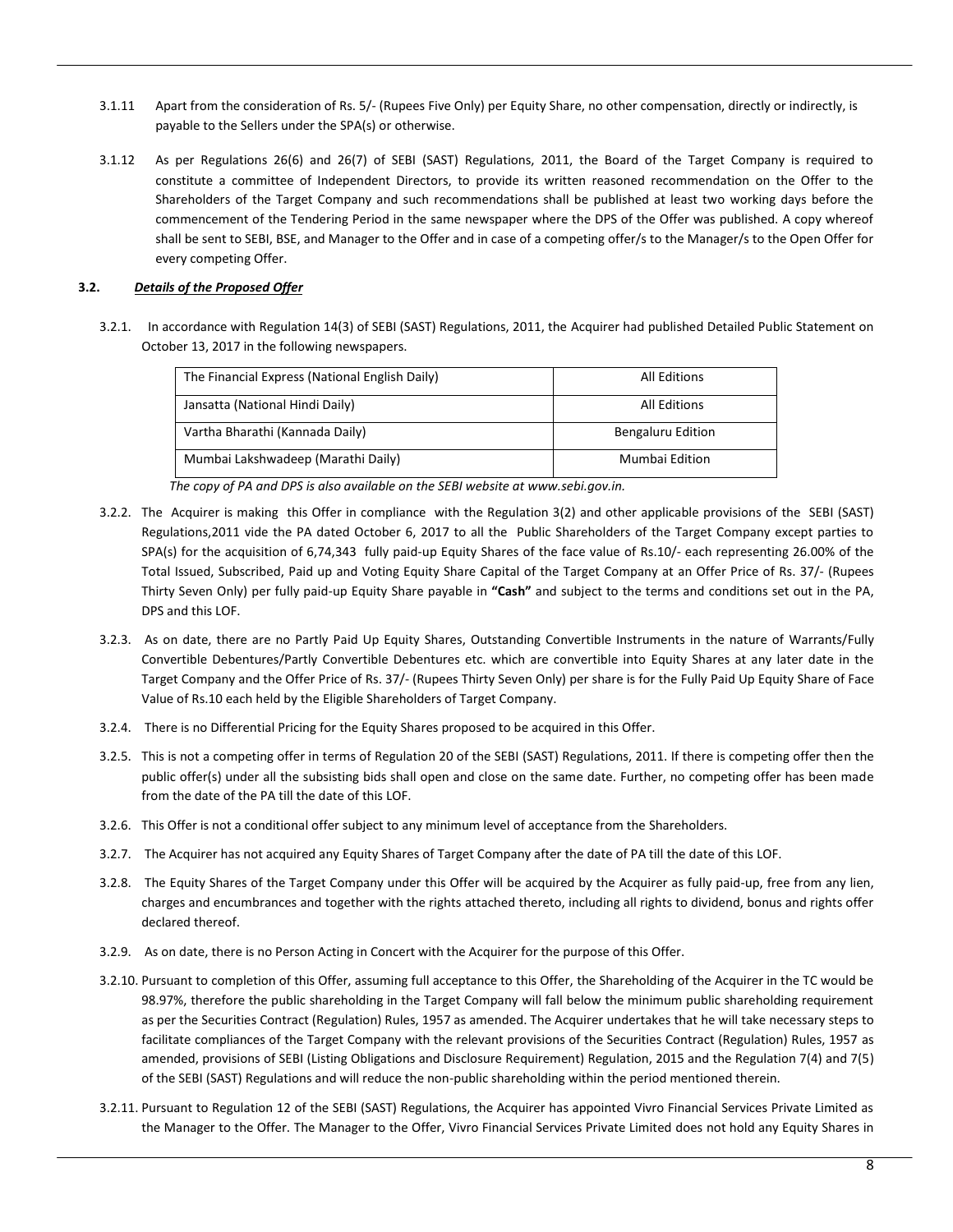3.1.11 Apart from the consideration of Rs. 5/- (Rupees Five Only) per Equity Share, no other compensation, directly or indirectly, is payable to the Sellers under the SPA(s) or otherwise.

3.1.12 As per Regulations 26(6) and 26(7) of SEBI (SAST) Regulations, 2011, the Board of the Target Company is required to constitute a committee of Independent Directors, to provide its written reasoned recommendation on the Offer to the Shareholders of the Target Company and such recommendations shall be published at least two working days before the commencement of the Tendering Period in the same newspaper where the DPS of the Offer was published. A copy whereof shall be sent to SEBI, BSE, and Manager to the Offer and in case of a competing offer/s to the Manager/s to the Open Offer for every competing Offer.

**3.2. *Details of the Proposed Offer***

3.2.1. In accordance with Regulation 14(3) of SEBI (SAST) Regulations, 2011, the Acquirer had published Detailed Public Statement on October 13, 2017 in the following newspapers.

| | |
|---|---|
| The Financial Express (National English Daily) | All Editions |
| Jansatta (National Hindi Daily) | All Editions |
| Vartha Bharathi (Kannada Daily) | Bengaluru Edition |
| Mumbai Lakshwadeep (Marathi Daily) | Mumbai Edition |

*The copy of PA and DPS is also available on the SEBI website at www.sebi.gov.in.*

3.2.2. The Acquirer is making this Offer in compliance with the Regulation 3(2) and other applicable provisions of the SEBI (SAST) Regulations,2011 vide the PA dated October 6, 2017 to all the Public Shareholders of the Target Company except parties to SPA(s) for the acquisition of 6,74,343 fully paid-up Equity Shares of the face value of Rs.10/- each representing 26.00% of the Total Issued, Subscribed, Paid up and Voting Equity Share Capital of the Target Company at an Offer Price of Rs. 37/- (Rupees Thirty Seven Only) per fully paid-up Equity Share payable in **"Cash"** and subject to the terms and conditions set out in the PA, DPS and this LOF.

3.2.3. As on date, there are no Partly Paid Up Equity Shares, Outstanding Convertible Instruments in the nature of Warrants/Fully Convertible Debentures/Partly Convertible Debentures etc. which are convertible into Equity Shares at any later date in the Target Company and the Offer Price of Rs. 37/- (Rupees Thirty Seven Only) per share is for the Fully Paid Up Equity Share of Face Value of Rs.10 each held by the Eligible Shareholders of Target Company.

3.2.4. There is no Differential Pricing for the Equity Shares proposed to be acquired in this Offer.

3.2.5. This is not a competing offer in terms of Regulation 20 of the SEBI (SAST) Regulations, 2011. If there is competing offer then the public offer(s) under all the subsisting bids shall open and close on the same date. Further, no competing offer has been made from the date of the PA till the date of this LOF.

3.2.6. This Offer is not a conditional offer subject to any minimum level of acceptance from the Shareholders.

3.2.7. The Acquirer has not acquired any Equity Shares of Target Company after the date of PA till the date of this LOF.

3.2.8. The Equity Shares of the Target Company under this Offer will be acquired by the Acquirer as fully paid-up, free from any lien, charges and encumbrances and together with the rights attached thereto, including all rights to dividend, bonus and rights offer declared thereof.

3.2.9. As on date, there is no Person Acting in Concert with the Acquirer for the purpose of this Offer.

3.2.10. Pursuant to completion of this Offer, assuming full acceptance to this Offer, the Shareholding of the Acquirer in the TC would be 98.97%, therefore the public shareholding in the Target Company will fall below the minimum public shareholding requirement as per the Securities Contract (Regulation) Rules, 1957 as amended. The Acquirer undertakes that he will take necessary steps to facilitate compliances of the Target Company with the relevant provisions of the Securities Contract (Regulation) Rules, 1957 as amended, provisions of SEBI (Listing Obligations and Disclosure Requirement) Regulation, 2015 and the Regulation 7(4) and 7(5) of the SEBI (SAST) Regulations and will reduce the non-public shareholding within the period mentioned therein.

3.2.11. Pursuant to Regulation 12 of the SEBI (SAST) Regulations, the Acquirer has appointed Vivro Financial Services Private Limited as the Manager to the Offer. The Manager to the Offer, Vivro Financial Services Private Limited does not hold any Equity Shares in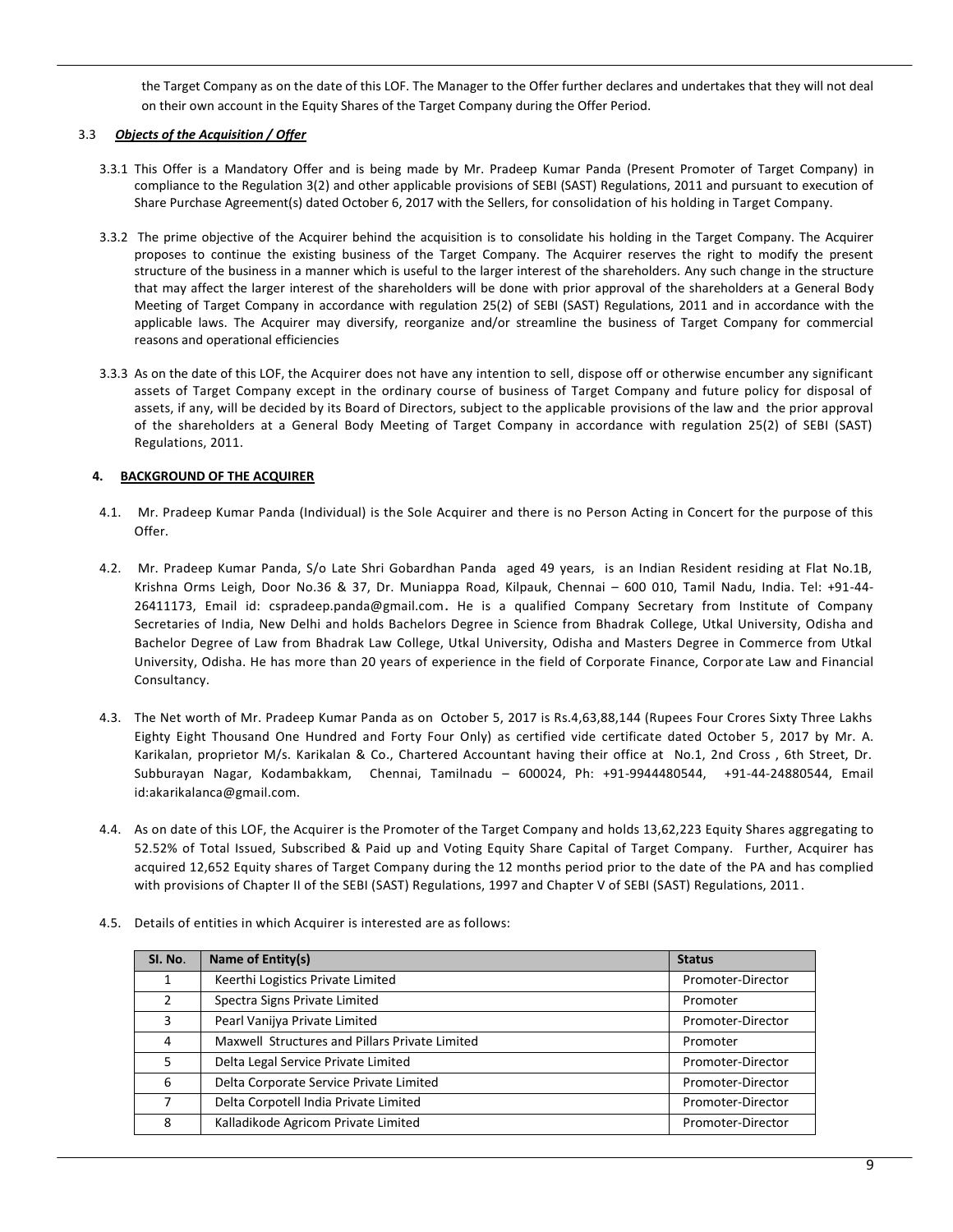the Target Company as on the date of this LOF. The Manager to the Offer further declares and undertakes that they will not deal on their own account in the Equity Shares of the Target Company during the Offer Period.

3.3 ***Objects of the Acquisition / Offer***

3.3.1 This Offer is a Mandatory Offer and is being made by Mr. Pradeep Kumar Panda (Present Promoter of Target Company) in compliance to the Regulation 3(2) and other applicable provisions of SEBI (SAST) Regulations, 2011 and pursuant to execution of Share Purchase Agreement(s) dated October 6, 2017 with the Sellers, for consolidation of his holding in Target Company.

3.3.2 The prime objective of the Acquirer behind the acquisition is to consolidate his holding in the Target Company. The Acquirer proposes to continue the existing business of the Target Company. The Acquirer reserves the right to modify the present structure of the business in a manner which is useful to the larger interest of the shareholders. Any such change in the structure that may affect the larger interest of the shareholders will be done with prior approval of the shareholders at a General Body Meeting of Target Company in accordance with regulation 25(2) of SEBI (SAST) Regulations, 2011 and in accordance with the applicable laws. The Acquirer may diversify, reorganize and/or streamline the business of Target Company for commercial reasons and operational efficiencies

3.3.3 As on the date of this LOF, the Acquirer does not have any intention to sell, dispose off or otherwise encumber any significant assets of Target Company except in the ordinary course of business of Target Company and future policy for disposal of assets, if any, will be decided by its Board of Directors, subject to the applicable provisions of the law and the prior approval of the shareholders at a General Body Meeting of Target Company in accordance with regulation 25(2) of SEBI (SAST) Regulations, 2011.

## 4. BACKGROUND OF THE ACQUIRER

4.1. Mr. Pradeep Kumar Panda (Individual) is the Sole Acquirer and there is no Person Acting in Concert for the purpose of this Offer.

4.2. Mr. Pradeep Kumar Panda, S/o Late Shri Gobardhan Panda aged 49 years, is an Indian Resident residing at Flat No.1B, Krishna Orms Leigh, Door No.36 & 37, Dr. Muniappa Road, Kilpauk, Chennai – 600 010, Tamil Nadu, India. Tel: +91-44-26411173, Email id: cspradeep.panda@gmail.com. He is a qualified Company Secretary from Institute of Company Secretaries of India, New Delhi and holds Bachelors Degree in Science from Bhadrak College, Utkal University, Odisha and Bachelor Degree of Law from Bhadrak Law College, Utkal University, Odisha and Masters Degree in Commerce from Utkal University, Odisha. He has more than 20 years of experience in the field of Corporate Finance, Corporate Law and Financial Consultancy.

4.3. The Net worth of Mr. Pradeep Kumar Panda as on October 5, 2017 is Rs.4,63,88,144 (Rupees Four Crores Sixty Three Lakhs Eighty Eight Thousand One Hundred and Forty Four Only) as certified vide certificate dated October 5, 2017 by Mr. A. Karikalan, proprietor M/s. Karikalan & Co., Chartered Accountant having their office at No.1, 2nd Cross , 6th Street, Dr. Subburayan Nagar, Kodambakkam, Chennai, Tamilnadu – 600024, Ph: +91-9944480544, +91-44-24880544, Email id:akarikalanca@gmail.com.

4.4. As on date of this LOF, the Acquirer is the Promoter of the Target Company and holds 13,62,223 Equity Shares aggregating to 52.52% of Total Issued, Subscribed & Paid up and Voting Equity Share Capital of Target Company. Further, Acquirer has acquired 12,652 Equity shares of Target Company during the 12 months period prior to the date of the PA and has complied with provisions of Chapter II of the SEBI (SAST) Regulations, 1997 and Chapter V of SEBI (SAST) Regulations, 2011.

4.5. Details of entities in which Acquirer is interested are as follows:

| Sl. No. | Name of Entity(s) | Status |
|---|---|---|
| 1 | Keerthi Logistics Private Limited | Promoter-Director |
| 2 | Spectra Signs Private Limited | Promoter |
| 3 | Pearl Vanijya Private Limited | Promoter-Director |
| 4 | Maxwell Structures and Pillars Private Limited | Promoter |
| 5 | Delta Legal Service Private Limited | Promoter-Director |
| 6 | Delta Corporate Service Private Limited | Promoter-Director |
| 7 | Delta Corpotell India Private Limited | Promoter-Director |
| 8 | Kalladikode Agricom Private Limited | Promoter-Director |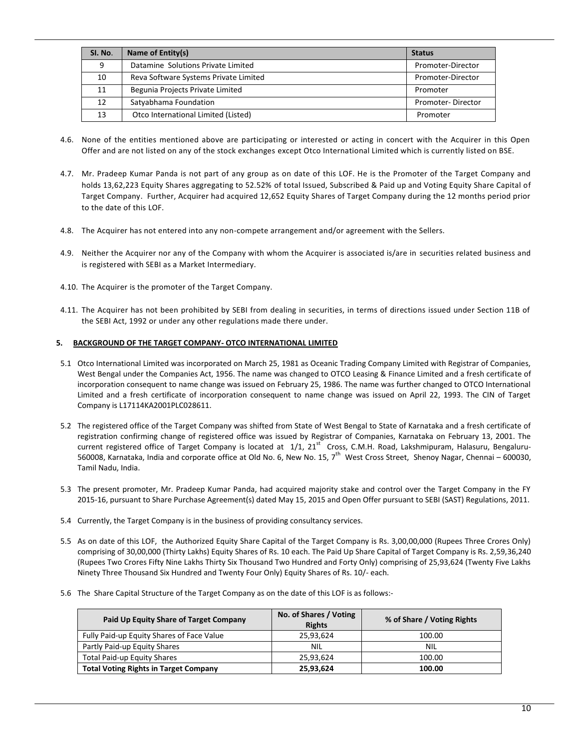| Sl. No. | Name of Entity(s) | Status |
|---|---|---|
| 9 | Datamine Solutions Private Limited | Promoter-Director |
| 10 | Reva Software Systems Private Limited | Promoter-Director |
| 11 | Begunia Projects Private Limited | Promoter |
| 12 | Satyabhama Foundation | Promoter- Director |
| 13 | Otco International Limited (Listed) | Promoter |

4.6. None of the entities mentioned above are participating or interested or acting in concert with the Acquirer in this Open Offer and are not listed on any of the stock exchanges except Otco International Limited which is currently listed on BSE.

4.7. Mr. Pradeep Kumar Panda is not part of any group as on date of this LOF. He is the Promoter of the Target Company and holds 13,62,223 Equity Shares aggregating to 52.52% of total Issued, Subscribed & Paid up and Voting Equity Share Capital of Target Company. Further, Acquirer had acquired 12,652 Equity Shares of Target Company during the 12 months period prior to the date of this LOF.

4.8. The Acquirer has not entered into any non-compete arrangement and/or agreement with the Sellers.

4.9. Neither the Acquirer nor any of the Company with whom the Acquirer is associated is/are in securities related business and is registered with SEBI as a Market Intermediary.

4.10. The Acquirer is the promoter of the Target Company.

4.11. The Acquirer has not been prohibited by SEBI from dealing in securities, in terms of directions issued under Section 11B of the SEBI Act, 1992 or under any other regulations made there under.

## 5. BACKGROUND OF THE TARGET COMPANY- OTCO INTERNATIONAL LIMITED

5.1 Otco International Limited was incorporated on March 25, 1981 as Oceanic Trading Company Limited with Registrar of Companies, West Bengal under the Companies Act, 1956. The name was changed to OTCO Leasing & Finance Limited and a fresh certificate of incorporation consequent to name change was issued on February 25, 1986. The name was further changed to OTCO International Limited and a fresh certificate of incorporation consequent to name change was issued on April 22, 1993. The CIN of Target Company is L17114KA2001PLC028611.

5.2 The registered office of the Target Company was shifted from State of West Bengal to State of Karnataka and a fresh certificate of registration confirming change of registered office was issued by Registrar of Companies, Karnataka on February 13, 2001. The current registered office of Target Company is located at 1/1, 21st Cross, C.M.H. Road, Lakshmipuram, Halasuru, Bengaluru-560008, Karnataka, India and corporate office at Old No. 6, New No. 15, 7th West Cross Street, Shenoy Nagar, Chennai – 600030, Tamil Nadu, India.

5.3 The present promoter, Mr. Pradeep Kumar Panda, had acquired majority stake and control over the Target Company in the FY 2015-16, pursuant to Share Purchase Agreement(s) dated May 15, 2015 and Open Offer pursuant to SEBI (SAST) Regulations, 2011.

5.4 Currently, the Target Company is in the business of providing consultancy services.

5.5 As on date of this LOF, the Authorized Equity Share Capital of the Target Company is Rs. 3,00,00,000 (Rupees Three Crores Only) comprising of 30,00,000 (Thirty Lakhs) Equity Shares of Rs. 10 each. The Paid Up Share Capital of Target Company is Rs. 2,59,36,240 (Rupees Two Crores Fifty Nine Lakhs Thirty Six Thousand Two Hundred and Forty Only) comprising of 25,93,624 (Twenty Five Lakhs Ninety Three Thousand Six Hundred and Twenty Four Only) Equity Shares of Rs. 10/- each.

5.6 The Share Capital Structure of the Target Company as on the date of this LOF is as follows:-

| Paid Up Equity Share of Target Company | No. of Shares / Voting Rights | % of Share / Voting Rights |
|---|---|---|
| Fully Paid-up Equity Shares of Face Value | 25,93,624 | 100.00 |
| Partly Paid-up Equity Shares | NIL | NIL |
| Total Paid-up Equity Shares | 25,93,624 | 100.00 |
| **Total Voting Rights in Target Company** | **25,93,624** | **100.00** |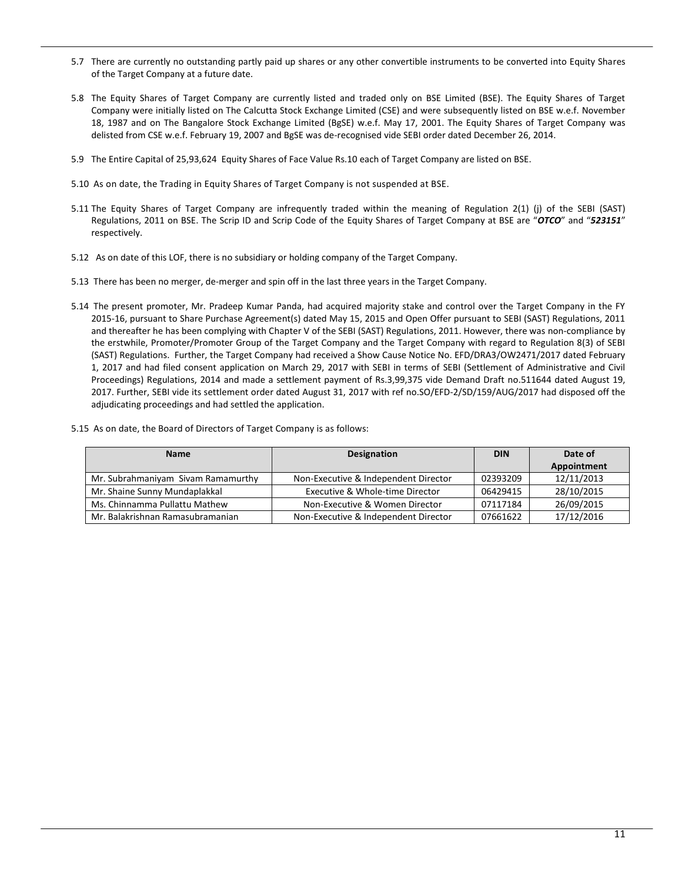5.7 There are currently no outstanding partly paid up shares or any other convertible instruments to be converted into Equity Shares of the Target Company at a future date.

5.8 The Equity Shares of Target Company are currently listed and traded only on BSE Limited (BSE). The Equity Shares of Target Company were initially listed on The Calcutta Stock Exchange Limited (CSE) and were subsequently listed on BSE w.e.f. November 18, 1987 and on The Bangalore Stock Exchange Limited (BgSE) w.e.f. May 17, 2001. The Equity Shares of Target Company was delisted from CSE w.e.f. February 19, 2007 and BgSE was de-recognised vide SEBI order dated December 26, 2014.

5.9 The Entire Capital of 25,93,624 Equity Shares of Face Value Rs.10 each of Target Company are listed on BSE.

5.10 As on date, the Trading in Equity Shares of Target Company is not suspended at BSE.

5.11 The Equity Shares of Target Company are infrequently traded within the meaning of Regulation 2(1) (j) of the SEBI (SAST) Regulations, 2011 on BSE. The Scrip ID and Scrip Code of the Equity Shares of Target Company at BSE are "***OTCO***" and "***523151***" respectively.

5.12 As on date of this LOF, there is no subsidiary or holding company of the Target Company.

5.13 There has been no merger, de-merger and spin off in the last three years in the Target Company.

5.14 The present promoter, Mr. Pradeep Kumar Panda, had acquired majority stake and control over the Target Company in the FY 2015-16, pursuant to Share Purchase Agreement(s) dated May 15, 2015 and Open Offer pursuant to SEBI (SAST) Regulations, 2011 and thereafter he has been complying with Chapter V of the SEBI (SAST) Regulations, 2011. However, there was non-compliance by the erstwhile, Promoter/Promoter Group of the Target Company and the Target Company with regard to Regulation 8(3) of SEBI (SAST) Regulations. Further, the Target Company had received a Show Cause Notice No. EFD/DRA3/OW2471/2017 dated February 1, 2017 and had filed consent application on March 29, 2017 with SEBI in terms of SEBI (Settlement of Administrative and Civil Proceedings) Regulations, 2014 and made a settlement payment of Rs.3,99,375 vide Demand Draft no.511644 dated August 19, 2017. Further, SEBI vide its settlement order dated August 31, 2017 with ref no.SO/EFD-2/SD/159/AUG/2017 had disposed off the adjudicating proceedings and had settled the application.

5.15 As on date, the Board of Directors of Target Company is as follows:

| Name | Designation | DIN | Date of Appointment |
|---|---|---|---|
| Mr. Subrahmaniyam Sivam Ramamurthy | Non-Executive & Independent Director | 02393209 | 12/11/2013 |
| Mr. Shaine Sunny Mundaplakkal | Executive & Whole-time Director | 06429415 | 28/10/2015 |
| Ms. Chinnamma Pullattu Mathew | Non-Executive & Women Director | 07117184 | 26/09/2015 |
| Mr. Balakrishnan Ramasubramanian | Non-Executive & Independent Director | 07661622 | 17/12/2016 |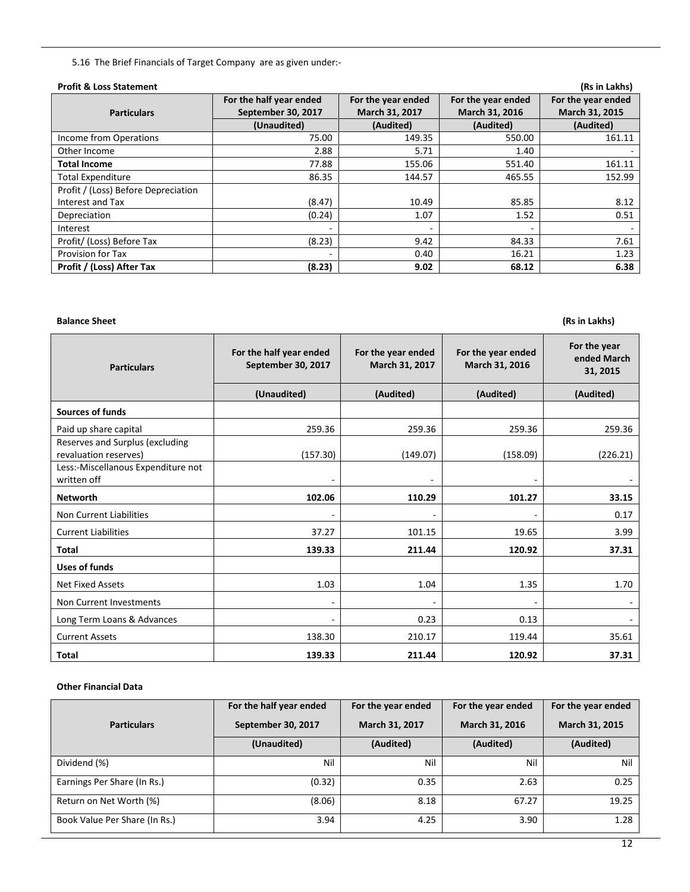5.16 The Brief Financials of Target Company are as given under:-

**Profit & Loss Statement** **(Rs in Lakhs)**

| Particulars | For the half year ended September 30, 2017 | For the year ended March 31, 2017 | For the year ended March 31, 2016 | For the year ended March 31, 2015 |
|---|---|---|---|---|
| | (Unaudited) | (Audited) | (Audited) | (Audited) |
| Income from Operations | 75.00 | 149.35 | 550.00 | 161.11 |
| Other Income | 2.88 | 5.71 | 1.40 | - |
| **Total Income** | 77.88 | 155.06 | 551.40 | 161.11 |
| Total Expenditure | 86.35 | 144.57 | 465.55 | 152.99 |
| Profit / (Loss) Before Depreciation Interest and Tax | (8.47) | 10.49 | 85.85 | 8.12 |
| Depreciation | (0.24) | 1.07 | 1.52 | 0.51 |
| Interest | - | - | - | - |
| Profit/ (Loss) Before Tax | (8.23) | 9.42 | 84.33 | 7.61 |
| Provision for Tax | - | 0.40 | 16.21 | 1.23 |
| **Profit / (Loss) After Tax** | **(8.23)** | **9.02** | **68.12** | **6.38** |

**Balance Sheet** **(Rs in Lakhs)**

| Particulars | For the half year ended September 30, 2017 | For the year ended March 31, 2017 | For the year ended March 31, 2016 | For the year ended March 31, 2015 |
|---|---|---|---|---|
| | (Unaudited) | (Audited) | (Audited) | (Audited) |
| **Sources of funds** | | | | |
| Paid up share capital | 259.36 | 259.36 | 259.36 | 259.36 |
| Reserves and Surplus (excluding revaluation reserves) | (157.30) | (149.07) | (158.09) | (226.21) |
| Less:-Miscellanous Expenditure not written off | - | - | - | - |
| **Networth** | **102.06** | **110.29** | **101.27** | **33.15** |
| Non Current Liabilities | - | - | - | 0.17 |
| Current Liabilities | 37.27 | 101.15 | 19.65 | 3.99 |
| **Total** | **139.33** | **211.44** | **120.92** | **37.31** |
| **Uses of funds** | | | | |
| Net Fixed Assets | 1.03 | 1.04 | 1.35 | 1.70 |
| Non Current Investments | - | - | - | - |
| Long Term Loans & Advances | - | 0.23 | 0.13 | - |
| Current Assets | 138.30 | 210.17 | 119.44 | 35.61 |
| **Total** | **139.33** | **211.44** | **120.92** | **37.31** |

**Other Financial Data**

| Particulars | For the half year ended September 30, 2017 | For the year ended March 31, 2017 | For the year ended March 31, 2016 | For the year ended March 31, 2015 |
|---|---|---|---|---|
| | (Unaudited) | (Audited) | (Audited) | (Audited) |
| Dividend (%) | Nil | Nil | Nil | Nil |
| Earnings Per Share (In Rs.) | (0.32) | 0.35 | 2.63 | 0.25 |
| Return on Net Worth (%) | (8.06) | 8.18 | 67.27 | 19.25 |
| Book Value Per Share (In Rs.) | 3.94 | 4.25 | 3.90 | 1.28 |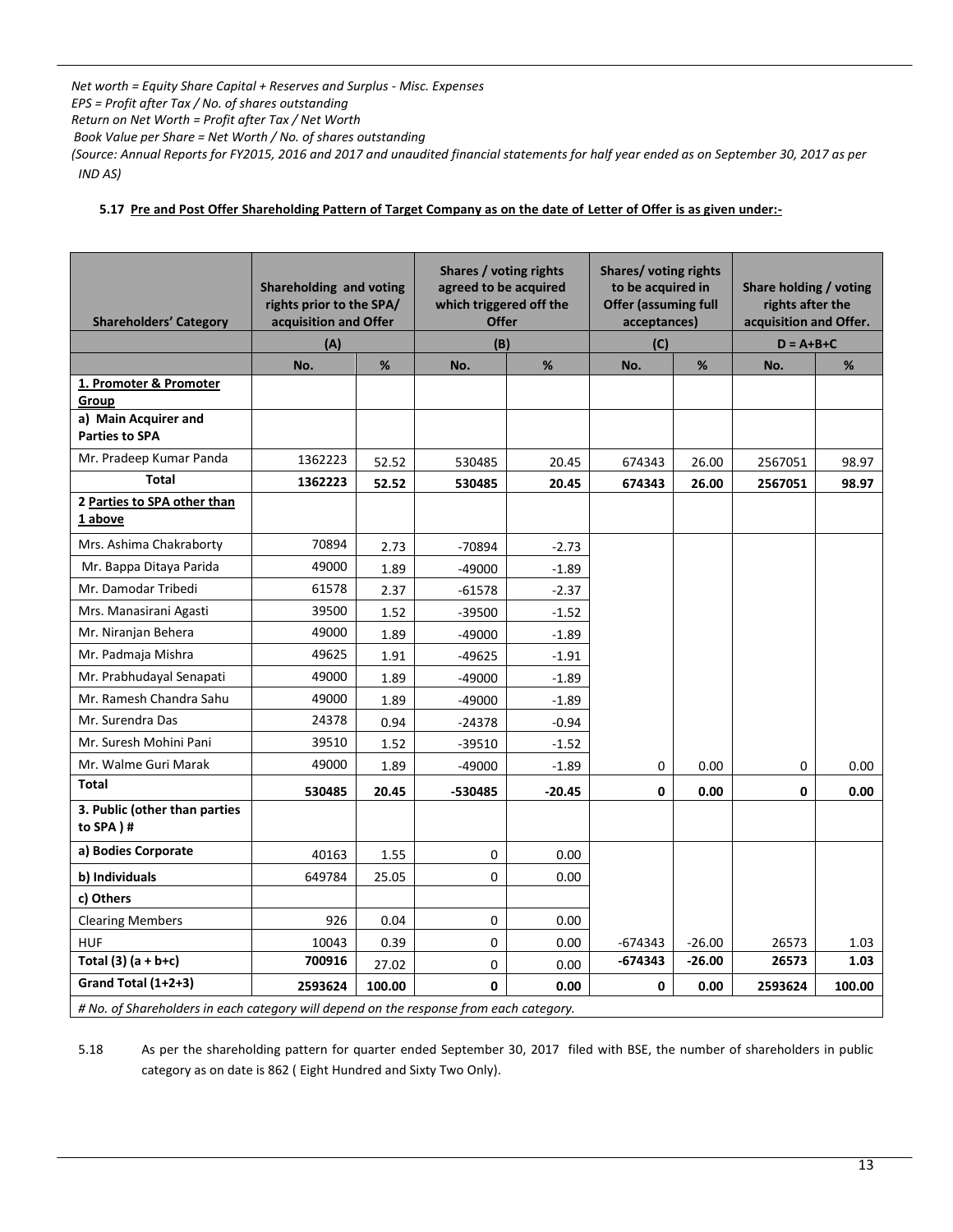*Net worth = Equity Share Capital + Reserves and Surplus - Misc. Expenses*
*EPS = Profit after Tax / No. of shares outstanding*
*Return on Net Worth = Profit after Tax / Net Worth*
*Book Value per Share = Net Worth / No. of shares outstanding*
*(Source: Annual Reports for FY2015, 2016 and 2017 and unaudited financial statements for half year ended as on September 30, 2017 as per IND AS)*

**5.17 Pre and Post Offer Shareholding Pattern of Target Company as on the date of Letter of Offer is as given under:-**

| Shareholders' Category | Shareholding and voting rights prior to the SPA/ acquisition and Offer | | Shares / voting rights agreed to be acquired which triggered off the Offer | | Shares/ voting rights to be acquired in Offer (assuming full acceptances) | | Share holding / voting rights after the acquisition and Offer. | |
|---|---|---|---|---|---|---|---|---|
| | (A) | | (B) | | (C) | | D = A+B+C | |
| | No. | % | No. | % | No. | % | No. | % |
| **1. Promoter & Promoter Group** | | | | | | | | |
| **a) Main Acquirer and Parties to SPA** | | | | | | | | |
| Mr. Pradeep Kumar Panda | 1362223 | 52.52 | 530485 | 20.45 | 674343 | 26.00 | 2567051 | 98.97 |
| **Total** | **1362223** | **52.52** | **530485** | **20.45** | **674343** | **26.00** | **2567051** | **98.97** |
| **2 Parties to SPA other than 1 above** | | | | | | | | |
| Mrs. Ashima Chakraborty | 70894 | 2.73 | -70894 | -2.73 | | | | |
| Mr. Bappa Ditaya Parida | 49000 | 1.89 | -49000 | -1.89 | | | | |
| Mr. Damodar Tribedi | 61578 | 2.37 | -61578 | -2.37 | | | | |
| Mrs. Manasirani Agasti | 39500 | 1.52 | -39500 | -1.52 | | | | |
| Mr. Niranjan Behera | 49000 | 1.89 | -49000 | -1.89 | | | | |
| Mr. Padmaja Mishra | 49625 | 1.91 | -49625 | -1.91 | | | | |
| Mr. Prabhudayal Senapati | 49000 | 1.89 | -49000 | -1.89 | | | | |
| Mr. Ramesh Chandra Sahu | 49000 | 1.89 | -49000 | -1.89 | | | | |
| Mr. Surendra Das | 24378 | 0.94 | -24378 | -0.94 | | | | |
| Mr. Suresh Mohini Pani | 39510 | 1.52 | -39510 | -1.52 | | | | |
| Mr. Walme Guri Marak | 49000 | 1.89 | -49000 | -1.89 | 0 | 0.00 | 0 | 0.00 |
| **Total** | **530485** | **20.45** | **-530485** | **-20.45** | **0** | **0.00** | **0** | **0.00** |
| **3. Public (other than parties to SPA ) #** | | | | | | | | |
| **a) Bodies Corporate** | 40163 | 1.55 | 0 | 0.00 | | | | |
| **b) Individuals** | 649784 | 25.05 | 0 | 0.00 | | | | |
| **c) Others** | | | | | | | | |
| Clearing Members | 926 | 0.04 | 0 | 0.00 | | | | |
| HUF | 10043 | 0.39 | 0 | 0.00 | -674343 | -26.00 | 26573 | 1.03 |
| **Total (3) (a + b+c)** | **700916** | 27.02 | 0 | 0.00 | **-674343** | **-26.00** | **26573** | **1.03** |
| **Grand Total (1+2+3)** | **2593624** | **100.00** | **0** | **0.00** | **0** | **0.00** | **2593624** | **100.00** |

*# No. of Shareholders in each category will depend on the response from each category.*

5.18 As per the shareholding pattern for quarter ended September 30, 2017 filed with BSE, the number of shareholders in public category as on date is 862 ( Eight Hundred and Sixty Two Only).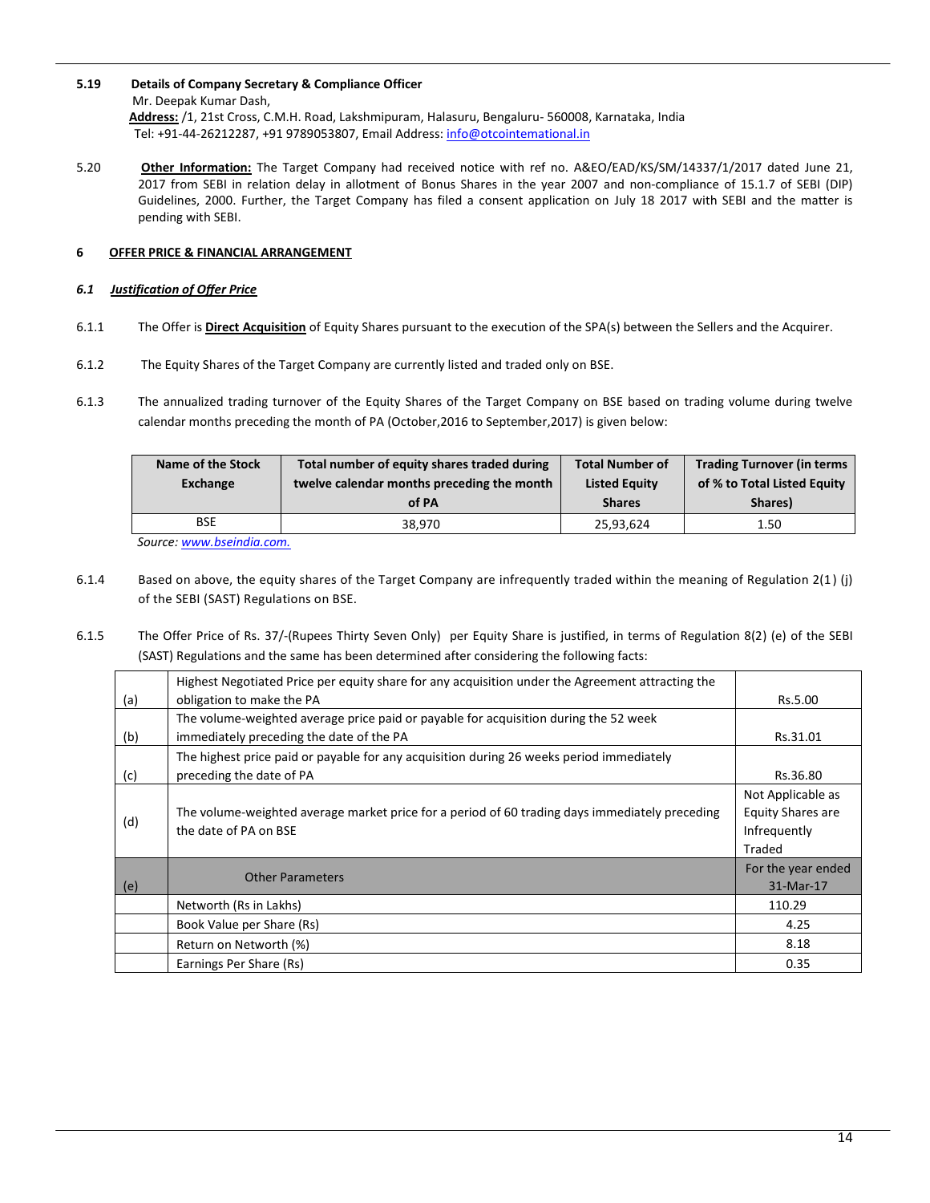**5.19 Details of Company Secretary & Compliance Officer**

Mr. Deepak Kumar Dash,

**Address:** /1, 21st Cross, C.M.H. Road, Lakshmipuram, Halasuru, Bengaluru- 560008, Karnataka, India

Tel: +91-44-26212287, +91 9789053807, Email Address: info@otcointemational.in

5.20 **Other Information:** The Target Company had received notice with ref no. A&EO/EAD/KS/SM/14337/1/2017 dated June 21, 2017 from SEBI in relation delay in allotment of Bonus Shares in the year 2007 and non-compliance of 15.1.7 of SEBI (DIP) Guidelines, 2000. Further, the Target Company has filed a consent application on July 18 2017 with SEBI and the matter is pending with SEBI.

## 6 OFFER PRICE & FINANCIAL ARRANGEMENT

### *6.1 Justification of Offer Price*

6.1.1 The Offer is **Direct Acquisition** of Equity Shares pursuant to the execution of the SPA(s) between the Sellers and the Acquirer.

6.1.2 The Equity Shares of the Target Company are currently listed and traded only on BSE.

6.1.3 The annualized trading turnover of the Equity Shares of the Target Company on BSE based on trading volume during twelve calendar months preceding the month of PA (October,2016 to September,2017) is given below:

| Name of the Stock Exchange | Total number of equity shares traded during twelve calendar months preceding the month of PA | Total Number of Listed Equity Shares | Trading Turnover (in terms of % to Total Listed Equity Shares) |
|---|---|---|---|
| BSE | 38,970 | 25,93,624 | 1.50 |

*Source: www.bseindia.com.*

6.1.4 Based on above, the equity shares of the Target Company are infrequently traded within the meaning of Regulation 2(1) (j) of the SEBI (SAST) Regulations on BSE.

6.1.5 The Offer Price of Rs. 37/-(Rupees Thirty Seven Only) per Equity Share is justified, in terms of Regulation 8(2) (e) of the SEBI (SAST) Regulations and the same has been determined after considering the following facts:

| | | |
|---|---|---|
| (a) | Highest Negotiated Price per equity share for any acquisition under the Agreement attracting the obligation to make the PA | Rs.5.00 |
| (b) | The volume-weighted average price paid or payable for acquisition during the 52 week immediately preceding the date of the PA | Rs.31.01 |
| (c) | The highest price paid or payable for any acquisition during 26 weeks period immediately preceding the date of PA | Rs.36.80 |
| (d) | The volume-weighted average market price for a period of 60 trading days immediately preceding the date of PA on BSE | Not Applicable as Equity Shares are Infrequently Traded |
| (e) | Other Parameters | For the year ended 31-Mar-17 |
| | Networth (Rs in Lakhs) | 110.29 |
| | Book Value per Share (Rs) | 4.25 |
| | Return on Networth (%) | 8.18 |
| | Earnings Per Share (Rs) | 0.35 |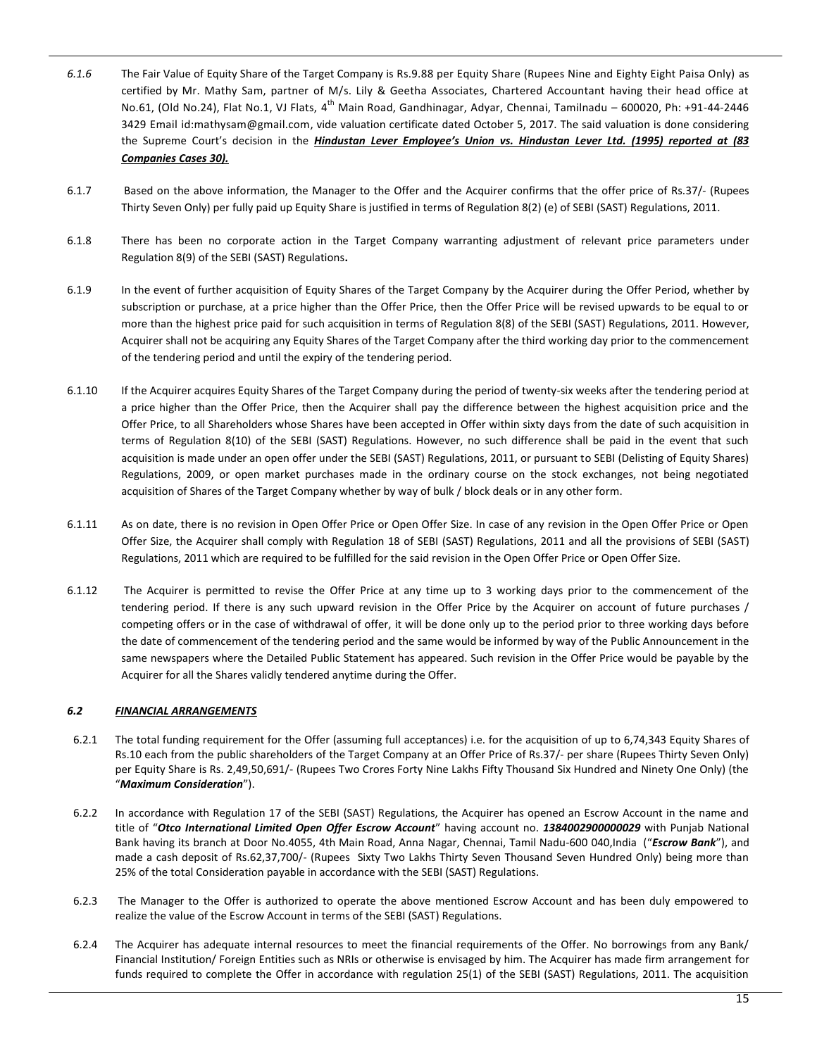*6.1.6* The Fair Value of Equity Share of the Target Company is Rs.9.88 per Equity Share (Rupees Nine and Eighty Eight Paisa Only) as certified by Mr. Mathy Sam, partner of M/s. Lily & Geetha Associates, Chartered Accountant having their head office at No.61, (Old No.24), Flat No.1, VJ Flats, 4th Main Road, Gandhinagar, Adyar, Chennai, Tamilnadu – 600020, Ph: +91-44-2446 3429 Email id:mathysam@gmail.com, vide valuation certificate dated October 5, 2017. The said valuation is done considering the Supreme Court's decision in the ***Hindustan Lever Employee's Union vs. Hindustan Lever Ltd. (1995) reported at (83 Companies Cases 30).***

6.1.7 Based on the above information, the Manager to the Offer and the Acquirer confirms that the offer price of Rs.37/- (Rupees Thirty Seven Only) per fully paid up Equity Share is justified in terms of Regulation 8(2) (e) of SEBI (SAST) Regulations, 2011.

6.1.8 There has been no corporate action in the Target Company warranting adjustment of relevant price parameters under Regulation 8(9) of the SEBI (SAST) Regulations**.**

6.1.9 In the event of further acquisition of Equity Shares of the Target Company by the Acquirer during the Offer Period, whether by subscription or purchase, at a price higher than the Offer Price, then the Offer Price will be revised upwards to be equal to or more than the highest price paid for such acquisition in terms of Regulation 8(8) of the SEBI (SAST) Regulations, 2011. However, Acquirer shall not be acquiring any Equity Shares of the Target Company after the third working day prior to the commencement of the tendering period and until the expiry of the tendering period.

6.1.10 If the Acquirer acquires Equity Shares of the Target Company during the period of twenty-six weeks after the tendering period at a price higher than the Offer Price, then the Acquirer shall pay the difference between the highest acquisition price and the Offer Price, to all Shareholders whose Shares have been accepted in Offer within sixty days from the date of such acquisition in terms of Regulation 8(10) of the SEBI (SAST) Regulations. However, no such difference shall be paid in the event that such acquisition is made under an open offer under the SEBI (SAST) Regulations, 2011, or pursuant to SEBI (Delisting of Equity Shares) Regulations, 2009, or open market purchases made in the ordinary course on the stock exchanges, not being negotiated acquisition of Shares of the Target Company whether by way of bulk / block deals or in any other form.

6.1.11 As on date, there is no revision in Open Offer Price or Open Offer Size. In case of any revision in the Open Offer Price or Open Offer Size, the Acquirer shall comply with Regulation 18 of SEBI (SAST) Regulations, 2011 and all the provisions of SEBI (SAST) Regulations, 2011 which are required to be fulfilled for the said revision in the Open Offer Price or Open Offer Size.

6.1.12 The Acquirer is permitted to revise the Offer Price at any time up to 3 working days prior to the commencement of the tendering period. If there is any such upward revision in the Offer Price by the Acquirer on account of future purchases / competing offers or in the case of withdrawal of offer, it will be done only up to the period prior to three working days before the date of commencement of the tendering period and the same would be informed by way of the Public Announcement in the same newspapers where the Detailed Public Statement has appeared. Such revision in the Offer Price would be payable by the Acquirer for all the Shares validly tendered anytime during the Offer.

### *6.2 FINANCIAL ARRANGEMENTS*

6.2.1 The total funding requirement for the Offer (assuming full acceptances) i.e. for the acquisition of up to 6,74,343 Equity Shares of Rs.10 each from the public shareholders of the Target Company at an Offer Price of Rs.37/- per share (Rupees Thirty Seven Only) per Equity Share is Rs. 2,49,50,691/- (Rupees Two Crores Forty Nine Lakhs Fifty Thousand Six Hundred and Ninety One Only) (the "***Maximum Consideration***").

6.2.2 In accordance with Regulation 17 of the SEBI (SAST) Regulations, the Acquirer has opened an Escrow Account in the name and title of "***Otco International Limited Open Offer Escrow Account***" having account no. ***1384002900000029*** with Punjab National Bank having its branch at Door No.4055, 4th Main Road, Anna Nagar, Chennai, Tamil Nadu-600 040,India ("***Escrow Bank***"), and made a cash deposit of Rs.62,37,700/- (Rupees Sixty Two Lakhs Thirty Seven Thousand Seven Hundred Only) being more than 25% of the total Consideration payable in accordance with the SEBI (SAST) Regulations.

6.2.3 The Manager to the Offer is authorized to operate the above mentioned Escrow Account and has been duly empowered to realize the value of the Escrow Account in terms of the SEBI (SAST) Regulations.

6.2.4 The Acquirer has adequate internal resources to meet the financial requirements of the Offer. No borrowings from any Bank/ Financial Institution/ Foreign Entities such as NRIs or otherwise is envisaged by him. The Acquirer has made firm arrangement for funds required to complete the Offer in accordance with regulation 25(1) of the SEBI (SAST) Regulations, 2011. The acquisition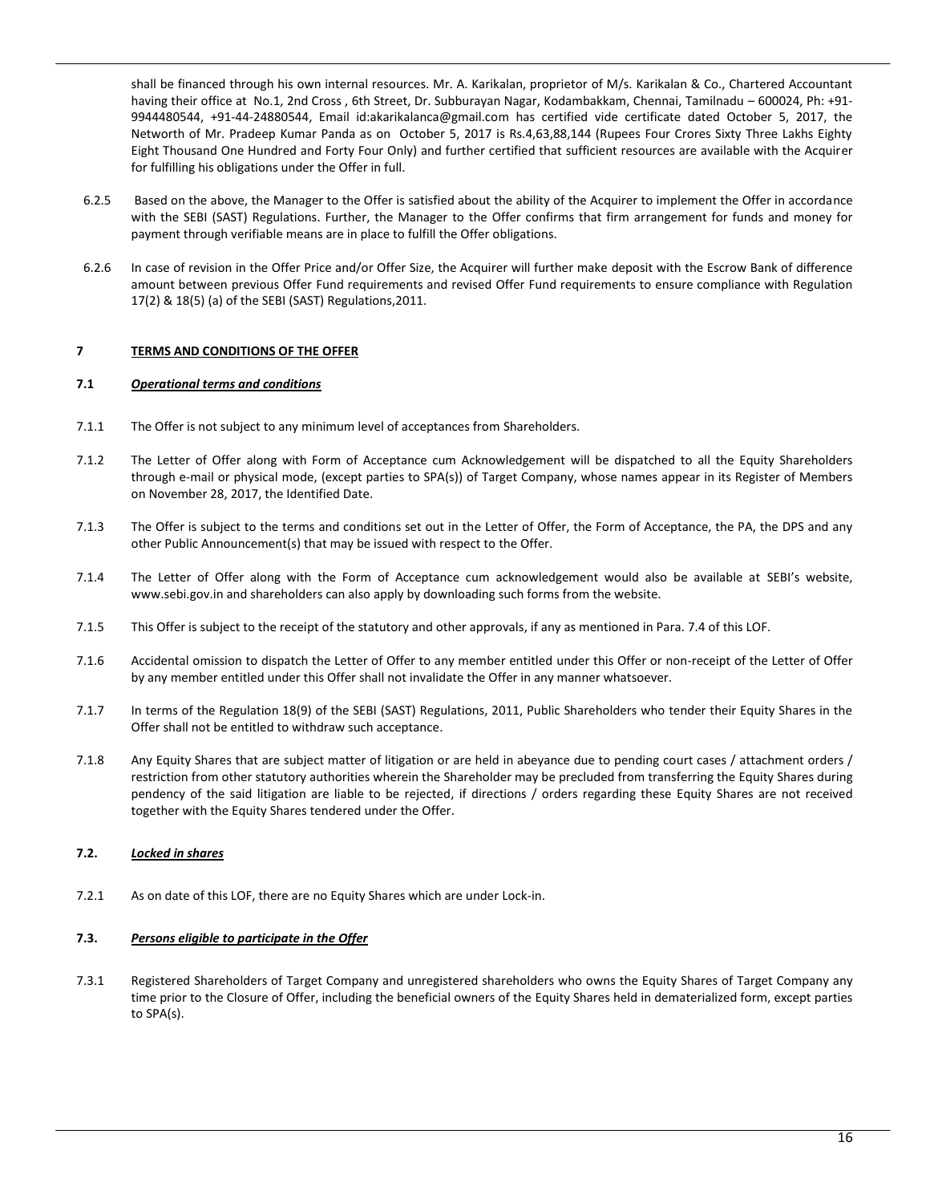shall be financed through his own internal resources. Mr. A. Karikalan, proprietor of M/s. Karikalan & Co., Chartered Accountant having their office at No.1, 2nd Cross , 6th Street, Dr. Subburayan Nagar, Kodambakkam, Chennai, Tamilnadu – 600024, Ph: +91-9944480544, +91-44-24880544, Email id:akarikalanca@gmail.com has certified vide certificate dated October 5, 2017, the Networth of Mr. Pradeep Kumar Panda as on October 5, 2017 is Rs.4,63,88,144 (Rupees Four Crores Sixty Three Lakhs Eighty Eight Thousand One Hundred and Forty Four Only) and further certified that sufficient resources are available with the Acquirer for fulfilling his obligations under the Offer in full.

6.2.5 Based on the above, the Manager to the Offer is satisfied about the ability of the Acquirer to implement the Offer in accordance with the SEBI (SAST) Regulations. Further, the Manager to the Offer confirms that firm arrangement for funds and money for payment through verifiable means are in place to fulfill the Offer obligations.

6.2.6 In case of revision in the Offer Price and/or Offer Size, the Acquirer will further make deposit with the Escrow Bank of difference amount between previous Offer Fund requirements and revised Offer Fund requirements to ensure compliance with Regulation 17(2) & 18(5) (a) of the SEBI (SAST) Regulations,2011.

## 7 <u>TERMS AND CONDITIONS OF THE OFFER</u>

### 7.1 <u>*Operational terms and conditions*</u>

7.1.1 The Offer is not subject to any minimum level of acceptances from Shareholders.

7.1.2 The Letter of Offer along with Form of Acceptance cum Acknowledgement will be dispatched to all the Equity Shareholders through e-mail or physical mode, (except parties to SPA(s)) of Target Company, whose names appear in its Register of Members on November 28, 2017, the Identified Date.

7.1.3 The Offer is subject to the terms and conditions set out in the Letter of Offer, the Form of Acceptance, the PA, the DPS and any other Public Announcement(s) that may be issued with respect to the Offer.

7.1.4 The Letter of Offer along with the Form of Acceptance cum acknowledgement would also be available at SEBI's website, www.sebi.gov.in and shareholders can also apply by downloading such forms from the website.

7.1.5 This Offer is subject to the receipt of the statutory and other approvals, if any as mentioned in Para. 7.4 of this LOF.

7.1.6 Accidental omission to dispatch the Letter of Offer to any member entitled under this Offer or non-receipt of the Letter of Offer by any member entitled under this Offer shall not invalidate the Offer in any manner whatsoever.

7.1.7 In terms of the Regulation 18(9) of the SEBI (SAST) Regulations, 2011, Public Shareholders who tender their Equity Shares in the Offer shall not be entitled to withdraw such acceptance.

7.1.8 Any Equity Shares that are subject matter of litigation or are held in abeyance due to pending court cases / attachment orders / restriction from other statutory authorities wherein the Shareholder may be precluded from transferring the Equity Shares during pendency of the said litigation are liable to be rejected, if directions / orders regarding these Equity Shares are not received together with the Equity Shares tendered under the Offer.

### 7.2. <u>*Locked in shares*</u>

7.2.1 As on date of this LOF, there are no Equity Shares which are under Lock-in.

### 7.3. <u>*Persons eligible to participate in the Offer*</u>

7.3.1 Registered Shareholders of Target Company and unregistered shareholders who owns the Equity Shares of Target Company any time prior to the Closure of Offer, including the beneficial owners of the Equity Shares held in dematerialized form, except parties to SPA(s).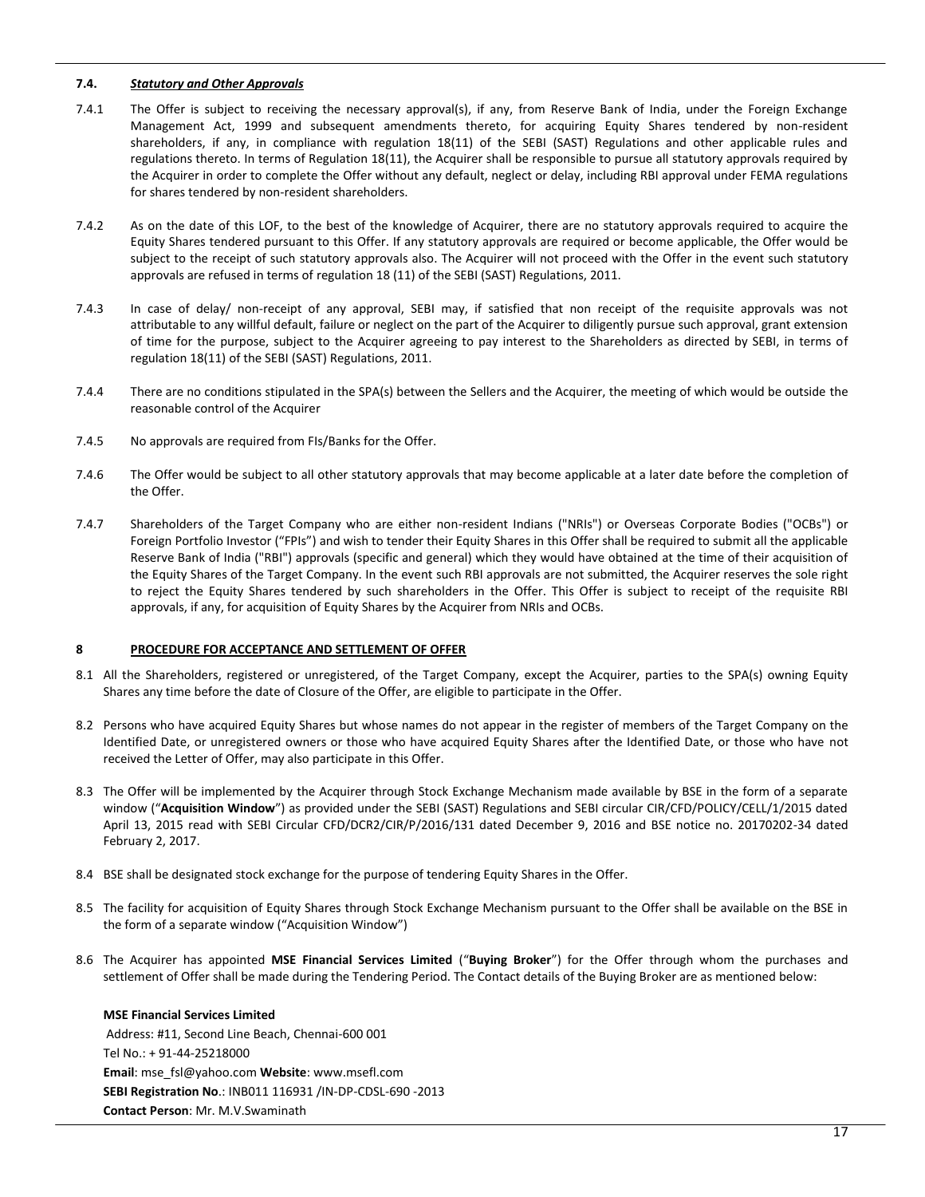### 7.4. ***Statutory and Other Approvals***

7.4.1 The Offer is subject to receiving the necessary approval(s), if any, from Reserve Bank of India, under the Foreign Exchange Management Act, 1999 and subsequent amendments thereto, for acquiring Equity Shares tendered by non-resident shareholders, if any, in compliance with regulation 18(11) of the SEBI (SAST) Regulations and other applicable rules and regulations thereto. In terms of Regulation 18(11), the Acquirer shall be responsible to pursue all statutory approvals required by the Acquirer in order to complete the Offer without any default, neglect or delay, including RBI approval under FEMA regulations for shares tendered by non-resident shareholders.

7.4.2 As on the date of this LOF, to the best of the knowledge of Acquirer, there are no statutory approvals required to acquire the Equity Shares tendered pursuant to this Offer. If any statutory approvals are required or become applicable, the Offer would be subject to the receipt of such statutory approvals also. The Acquirer will not proceed with the Offer in the event such statutory approvals are refused in terms of regulation 18 (11) of the SEBI (SAST) Regulations, 2011.

7.4.3 In case of delay/ non-receipt of any approval, SEBI may, if satisfied that non receipt of the requisite approvals was not attributable to any willful default, failure or neglect on the part of the Acquirer to diligently pursue such approval, grant extension of time for the purpose, subject to the Acquirer agreeing to pay interest to the Shareholders as directed by SEBI, in terms of regulation 18(11) of the SEBI (SAST) Regulations, 2011.

7.4.4 There are no conditions stipulated in the SPA(s) between the Sellers and the Acquirer, the meeting of which would be outside the reasonable control of the Acquirer

7.4.5 No approvals are required from FIs/Banks for the Offer.

7.4.6 The Offer would be subject to all other statutory approvals that may become applicable at a later date before the completion of the Offer.

7.4.7 Shareholders of the Target Company who are either non-resident Indians ("NRIs") or Overseas Corporate Bodies ("OCBs") or Foreign Portfolio Investor ("FPIs") and wish to tender their Equity Shares in this Offer shall be required to submit all the applicable Reserve Bank of India ("RBI") approvals (specific and general) which they would have obtained at the time of their acquisition of the Equity Shares of the Target Company. In the event such RBI approvals are not submitted, the Acquirer reserves the sole right to reject the Equity Shares tendered by such shareholders in the Offer. This Offer is subject to receipt of the requisite RBI approvals, if any, for acquisition of Equity Shares by the Acquirer from NRIs and OCBs.

## 8 PROCEDURE FOR ACCEPTANCE AND SETTLEMENT OF OFFER

8.1 All the Shareholders, registered or unregistered, of the Target Company, except the Acquirer, parties to the SPA(s) owning Equity Shares any time before the date of Closure of the Offer, are eligible to participate in the Offer.

8.2 Persons who have acquired Equity Shares but whose names do not appear in the register of members of the Target Company on the Identified Date, or unregistered owners or those who have acquired Equity Shares after the Identified Date, or those who have not received the Letter of Offer, may also participate in this Offer.

8.3 The Offer will be implemented by the Acquirer through Stock Exchange Mechanism made available by BSE in the form of a separate window ("**Acquisition Window**") as provided under the SEBI (SAST) Regulations and SEBI circular CIR/CFD/POLICY/CELL/1/2015 dated April 13, 2015 read with SEBI Circular CFD/DCR2/CIR/P/2016/131 dated December 9, 2016 and BSE notice no. 20170202-34 dated February 2, 2017.

8.4 BSE shall be designated stock exchange for the purpose of tendering Equity Shares in the Offer.

8.5 The facility for acquisition of Equity Shares through Stock Exchange Mechanism pursuant to the Offer shall be available on the BSE in the form of a separate window ("Acquisition Window")

8.6 The Acquirer has appointed **MSE Financial Services Limited** ("**Buying Broker**") for the Offer through whom the purchases and settlement of Offer shall be made during the Tendering Period. The Contact details of the Buying Broker are as mentioned below:

**MSE Financial Services Limited**
Address: #11, Second Line Beach, Chennai-600 001
Tel No.: + 91-44-25218000
**Email**: mse_fsl@yahoo.com **Website**: www.msefl.com
**SEBI Registration No**.: INB011 116931 /IN-DP-CDSL-690 -2013
**Contact Person**: Mr. M.V.Swaminath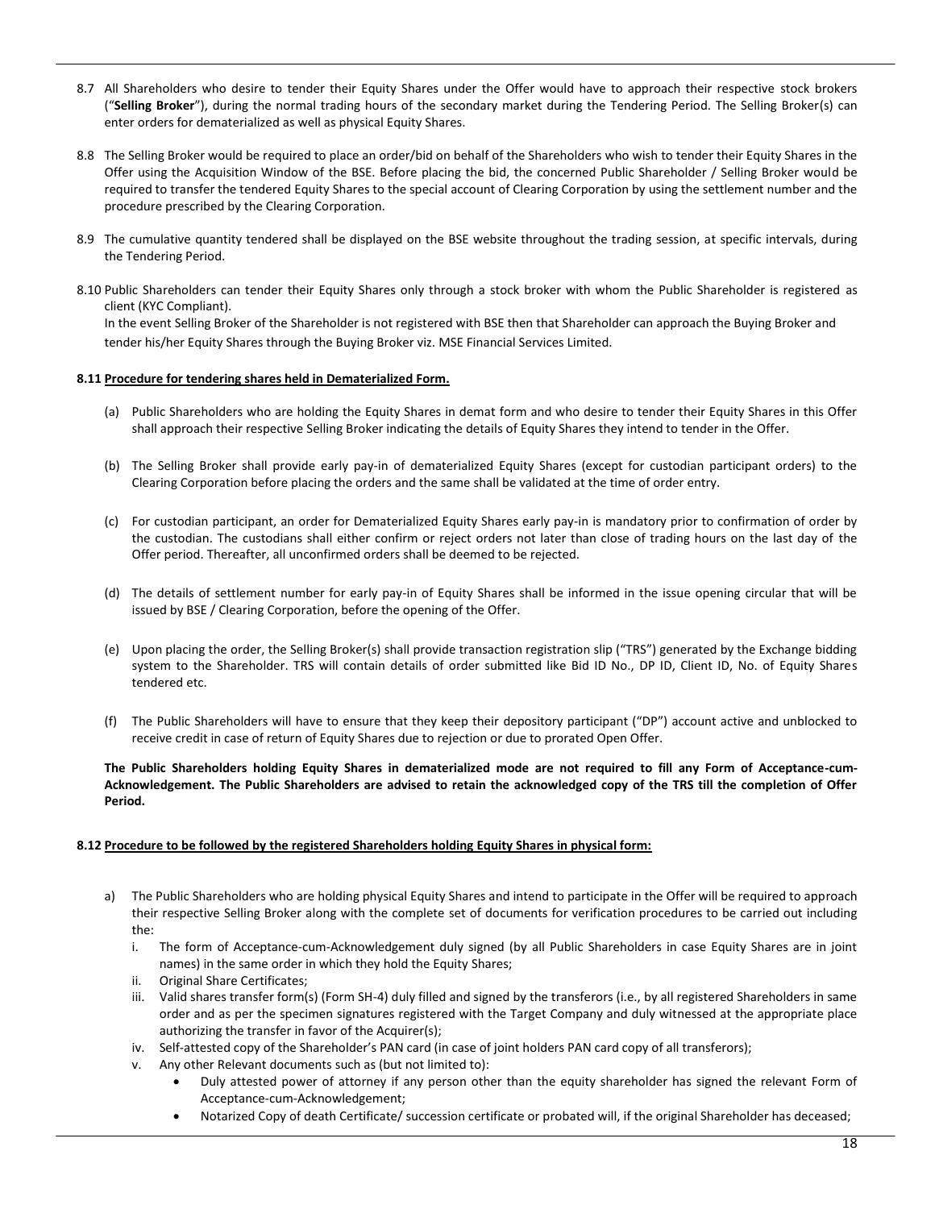8.7 All Shareholders who desire to tender their Equity Shares under the Offer would have to approach their respective stock brokers ("**Selling Broker**"), during the normal trading hours of the secondary market during the Tendering Period. The Selling Broker(s) can enter orders for dematerialized as well as physical Equity Shares.

8.8 The Selling Broker would be required to place an order/bid on behalf of the Shareholders who wish to tender their Equity Shares in the Offer using the Acquisition Window of the BSE. Before placing the bid, the concerned Public Shareholder / Selling Broker would be required to transfer the tendered Equity Shares to the special account of Clearing Corporation by using the settlement number and the procedure prescribed by the Clearing Corporation.

8.9 The cumulative quantity tendered shall be displayed on the BSE website throughout the trading session, at specific intervals, during the Tendering Period.

8.10 Public Shareholders can tender their Equity Shares only through a stock broker with whom the Public Shareholder is registered as client (KYC Compliant).
In the event Selling Broker of the Shareholder is not registered with BSE then that Shareholder can approach the Buying Broker and tender his/her Equity Shares through the Buying Broker viz. MSE Financial Services Limited.

**8.11 Procedure for tendering shares held in Dematerialized Form.**

(a) Public Shareholders who are holding the Equity Shares in demat form and who desire to tender their Equity Shares in this Offer shall approach their respective Selling Broker indicating the details of Equity Shares they intend to tender in the Offer.

(b) The Selling Broker shall provide early pay-in of dematerialized Equity Shares (except for custodian participant orders) to the Clearing Corporation before placing the orders and the same shall be validated at the time of order entry.

(c) For custodian participant, an order for Dematerialized Equity Shares early pay-in is mandatory prior to confirmation of order by the custodian. The custodians shall either confirm or reject orders not later than close of trading hours on the last day of the Offer period. Thereafter, all unconfirmed orders shall be deemed to be rejected.

(d) The details of settlement number for early pay-in of Equity Shares shall be informed in the issue opening circular that will be issued by BSE / Clearing Corporation, before the opening of the Offer.

(e) Upon placing the order, the Selling Broker(s) shall provide transaction registration slip ("TRS") generated by the Exchange bidding system to the Shareholder. TRS will contain details of order submitted like Bid ID No., DP ID, Client ID, No. of Equity Shares tendered etc.

(f) The Public Shareholders will have to ensure that they keep their depository participant ("DP") account active and unblocked to receive credit in case of return of Equity Shares due to rejection or due to prorated Open Offer.

**The Public Shareholders holding Equity Shares in dematerialized mode are not required to fill any Form of Acceptance-cum-Acknowledgement. The Public Shareholders are advised to retain the acknowledged copy of the TRS till the completion of Offer Period.**

**8.12 Procedure to be followed by the registered Shareholders holding Equity Shares in physical form:**

a) The Public Shareholders who are holding physical Equity Shares and intend to participate in the Offer will be required to approach their respective Selling Broker along with the complete set of documents for verification procedures to be carried out including the:
   i. The form of Acceptance-cum-Acknowledgement duly signed (by all Public Shareholders in case Equity Shares are in joint names) in the same order in which they hold the Equity Shares;
   ii. Original Share Certificates;
   iii. Valid shares transfer form(s) (Form SH-4) duly filled and signed by the transferors (i.e., by all registered Shareholders in same order and as per the specimen signatures registered with the Target Company and duly witnessed at the appropriate place authorizing the transfer in favor of the Acquirer(s);
   iv. Self-attested copy of the Shareholder's PAN card (in case of joint holders PAN card copy of all transferors);
   v. Any other Relevant documents such as (but not limited to):
      - Duly attested power of attorney if any person other than the equity shareholder has signed the relevant Form of Acceptance-cum-Acknowledgement;
      - Notarized Copy of death Certificate/ succession certificate or probated will, if the original Shareholder has deceased;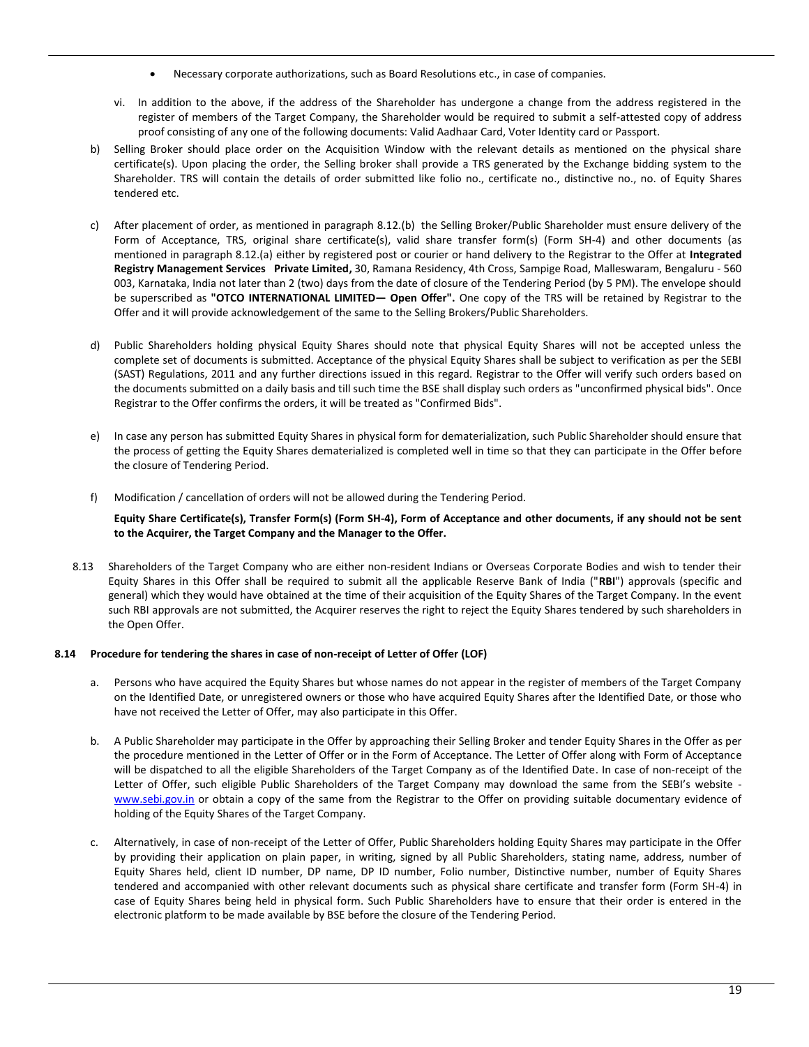- Necessary corporate authorizations, such as Board Resolutions etc., in case of companies.

vi. In addition to the above, if the address of the Shareholder has undergone a change from the address registered in the register of members of the Target Company, the Shareholder would be required to submit a self-attested copy of address proof consisting of any one of the following documents: Valid Aadhaar Card, Voter Identity card or Passport.

b) Selling Broker should place order on the Acquisition Window with the relevant details as mentioned on the physical share certificate(s). Upon placing the order, the Selling broker shall provide a TRS generated by the Exchange bidding system to the Shareholder. TRS will contain the details of order submitted like folio no., certificate no., distinctive no., no. of Equity Shares tendered etc.

c) After placement of order, as mentioned in paragraph 8.12.(b) the Selling Broker/Public Shareholder must ensure delivery of the Form of Acceptance, TRS, original share certificate(s), valid share transfer form(s) (Form SH-4) and other documents (as mentioned in paragraph 8.12.(a) either by registered post or courier or hand delivery to the Registrar to the Offer at **Integrated Registry Management Services Private Limited,** 30, Ramana Residency, 4th Cross, Sampige Road, Malleswaram, Bengaluru - 560 003, Karnataka, India not later than 2 (two) days from the date of closure of the Tendering Period (by 5 PM). The envelope should be superscribed as **"OTCO INTERNATIONAL LIMITED— Open Offer".** One copy of the TRS will be retained by Registrar to the Offer and it will provide acknowledgement of the same to the Selling Brokers/Public Shareholders.

d) Public Shareholders holding physical Equity Shares should note that physical Equity Shares will not be accepted unless the complete set of documents is submitted. Acceptance of the physical Equity Shares shall be subject to verification as per the SEBI (SAST) Regulations, 2011 and any further directions issued in this regard. Registrar to the Offer will verify such orders based on the documents submitted on a daily basis and till such time the BSE shall display such orders as "unconfirmed physical bids". Once Registrar to the Offer confirms the orders, it will be treated as "Confirmed Bids".

e) In case any person has submitted Equity Shares in physical form for dematerialization, such Public Shareholder should ensure that the process of getting the Equity Shares dematerialized is completed well in time so that they can participate in the Offer before the closure of Tendering Period.

f) Modification / cancellation of orders will not be allowed during the Tendering Period.

**Equity Share Certificate(s), Transfer Form(s) (Form SH-4), Form of Acceptance and other documents, if any should not be sent to the Acquirer, the Target Company and the Manager to the Offer.**

8.13 Shareholders of the Target Company who are either non-resident Indians or Overseas Corporate Bodies and wish to tender their Equity Shares in this Offer shall be required to submit all the applicable Reserve Bank of India ("**RBI**") approvals (specific and general) which they would have obtained at the time of their acquisition of the Equity Shares of the Target Company. In the event such RBI approvals are not submitted, the Acquirer reserves the right to reject the Equity Shares tendered by such shareholders in the Open Offer.

**8.14 Procedure for tendering the shares in case of non-receipt of Letter of Offer (LOF)**

a. Persons who have acquired the Equity Shares but whose names do not appear in the register of members of the Target Company on the Identified Date, or unregistered owners or those who have acquired Equity Shares after the Identified Date, or those who have not received the Letter of Offer, may also participate in this Offer.

b. A Public Shareholder may participate in the Offer by approaching their Selling Broker and tender Equity Shares in the Offer as per the procedure mentioned in the Letter of Offer or in the Form of Acceptance. The Letter of Offer along with Form of Acceptance will be dispatched to all the eligible Shareholders of the Target Company as of the Identified Date. In case of non-receipt of the Letter of Offer, such eligible Public Shareholders of the Target Company may download the same from the SEBI's website - www.sebi.gov.in or obtain a copy of the same from the Registrar to the Offer on providing suitable documentary evidence of holding of the Equity Shares of the Target Company.

c. Alternatively, in case of non-receipt of the Letter of Offer, Public Shareholders holding Equity Shares may participate in the Offer by providing their application on plain paper, in writing, signed by all Public Shareholders, stating name, address, number of Equity Shares held, client ID number, DP name, DP ID number, Folio number, Distinctive number, number of Equity Shares tendered and accompanied with other relevant documents such as physical share certificate and transfer form (Form SH-4) in case of Equity Shares being held in physical form. Such Public Shareholders have to ensure that their order is entered in the electronic platform to be made available by BSE before the closure of the Tendering Period.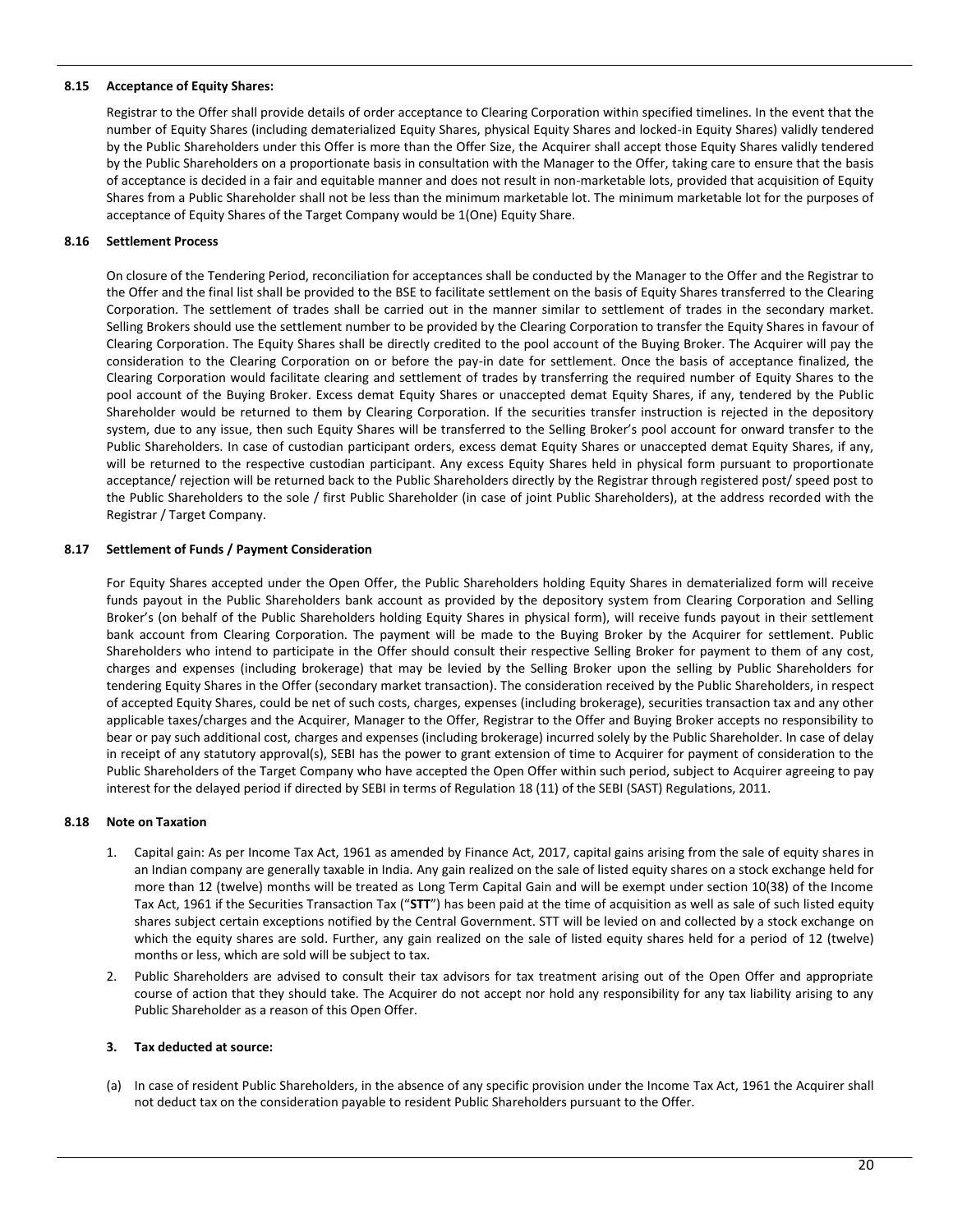### 8.15 Acceptance of Equity Shares:

Registrar to the Offer shall provide details of order acceptance to Clearing Corporation within specified timelines. In the event that the number of Equity Shares (including dematerialized Equity Shares, physical Equity Shares and locked-in Equity Shares) validly tendered by the Public Shareholders under this Offer is more than the Offer Size, the Acquirer shall accept those Equity Shares validly tendered by the Public Shareholders on a proportionate basis in consultation with the Manager to the Offer, taking care to ensure that the basis of acceptance is decided in a fair and equitable manner and does not result in non-marketable lots, provided that acquisition of Equity Shares from a Public Shareholder shall not be less than the minimum marketable lot. The minimum marketable lot for the purposes of acceptance of Equity Shares of the Target Company would be 1(One) Equity Share.

### 8.16 Settlement Process

On closure of the Tendering Period, reconciliation for acceptances shall be conducted by the Manager to the Offer and the Registrar to the Offer and the final list shall be provided to the BSE to facilitate settlement on the basis of Equity Shares transferred to the Clearing Corporation. The settlement of trades shall be carried out in the manner similar to settlement of trades in the secondary market. Selling Brokers should use the settlement number to be provided by the Clearing Corporation to transfer the Equity Shares in favour of Clearing Corporation. The Equity Shares shall be directly credited to the pool account of the Buying Broker. The Acquirer will pay the consideration to the Clearing Corporation on or before the pay-in date for settlement. Once the basis of acceptance finalized, the Clearing Corporation would facilitate clearing and settlement of trades by transferring the required number of Equity Shares to the pool account of the Buying Broker. Excess demat Equity Shares or unaccepted demat Equity Shares, if any, tendered by the Public Shareholder would be returned to them by Clearing Corporation. If the securities transfer instruction is rejected in the depository system, due to any issue, then such Equity Shares will be transferred to the Selling Broker's pool account for onward transfer to the Public Shareholders. In case of custodian participant orders, excess demat Equity Shares or unaccepted demat Equity Shares, if any, will be returned to the respective custodian participant. Any excess Equity Shares held in physical form pursuant to proportionate acceptance/ rejection will be returned back to the Public Shareholders directly by the Registrar through registered post/ speed post to the Public Shareholders to the sole / first Public Shareholder (in case of joint Public Shareholders), at the address recorded with the Registrar / Target Company.

### 8.17 Settlement of Funds / Payment Consideration

For Equity Shares accepted under the Open Offer, the Public Shareholders holding Equity Shares in dematerialized form will receive funds payout in the Public Shareholders bank account as provided by the depository system from Clearing Corporation and Selling Broker's (on behalf of the Public Shareholders holding Equity Shares in physical form), will receive funds payout in their settlement bank account from Clearing Corporation. The payment will be made to the Buying Broker by the Acquirer for settlement. Public Shareholders who intend to participate in the Offer should consult their respective Selling Broker for payment to them of any cost, charges and expenses (including brokerage) that may be levied by the Selling Broker upon the selling by Public Shareholders for tendering Equity Shares in the Offer (secondary market transaction). The consideration received by the Public Shareholders, in respect of accepted Equity Shares, could be net of such costs, charges, expenses (including brokerage), securities transaction tax and any other applicable taxes/charges and the Acquirer, Manager to the Offer, Registrar to the Offer and Buying Broker accepts no responsibility to bear or pay such additional cost, charges and expenses (including brokerage) incurred solely by the Public Shareholder. In case of delay in receipt of any statutory approval(s), SEBI has the power to grant extension of time to Acquirer for payment of consideration to the Public Shareholders of the Target Company who have accepted the Open Offer within such period, subject to Acquirer agreeing to pay interest for the delayed period if directed by SEBI in terms of Regulation 18 (11) of the SEBI (SAST) Regulations, 2011.

### 8.18 Note on Taxation

1. Capital gain: As per Income Tax Act, 1961 as amended by Finance Act, 2017, capital gains arising from the sale of equity shares in an Indian company are generally taxable in India. Any gain realized on the sale of listed equity shares on a stock exchange held for more than 12 (twelve) months will be treated as Long Term Capital Gain and will be exempt under section 10(38) of the Income Tax Act, 1961 if the Securities Transaction Tax ("**STT**") has been paid at the time of acquisition as well as sale of such listed equity shares subject certain exceptions notified by the Central Government. STT will be levied on and collected by a stock exchange on which the equity shares are sold. Further, any gain realized on the sale of listed equity shares held for a period of 12 (twelve) months or less, which are sold will be subject to tax.
2. Public Shareholders are advised to consult their tax advisors for tax treatment arising out of the Open Offer and appropriate course of action that they should take. The Acquirer do not accept nor hold any responsibility for any tax liability arising to any Public Shareholder as a reason of this Open Offer.

**3. Tax deducted at source:**

(a) In case of resident Public Shareholders, in the absence of any specific provision under the Income Tax Act, 1961 the Acquirer shall not deduct tax on the consideration payable to resident Public Shareholders pursuant to the Offer.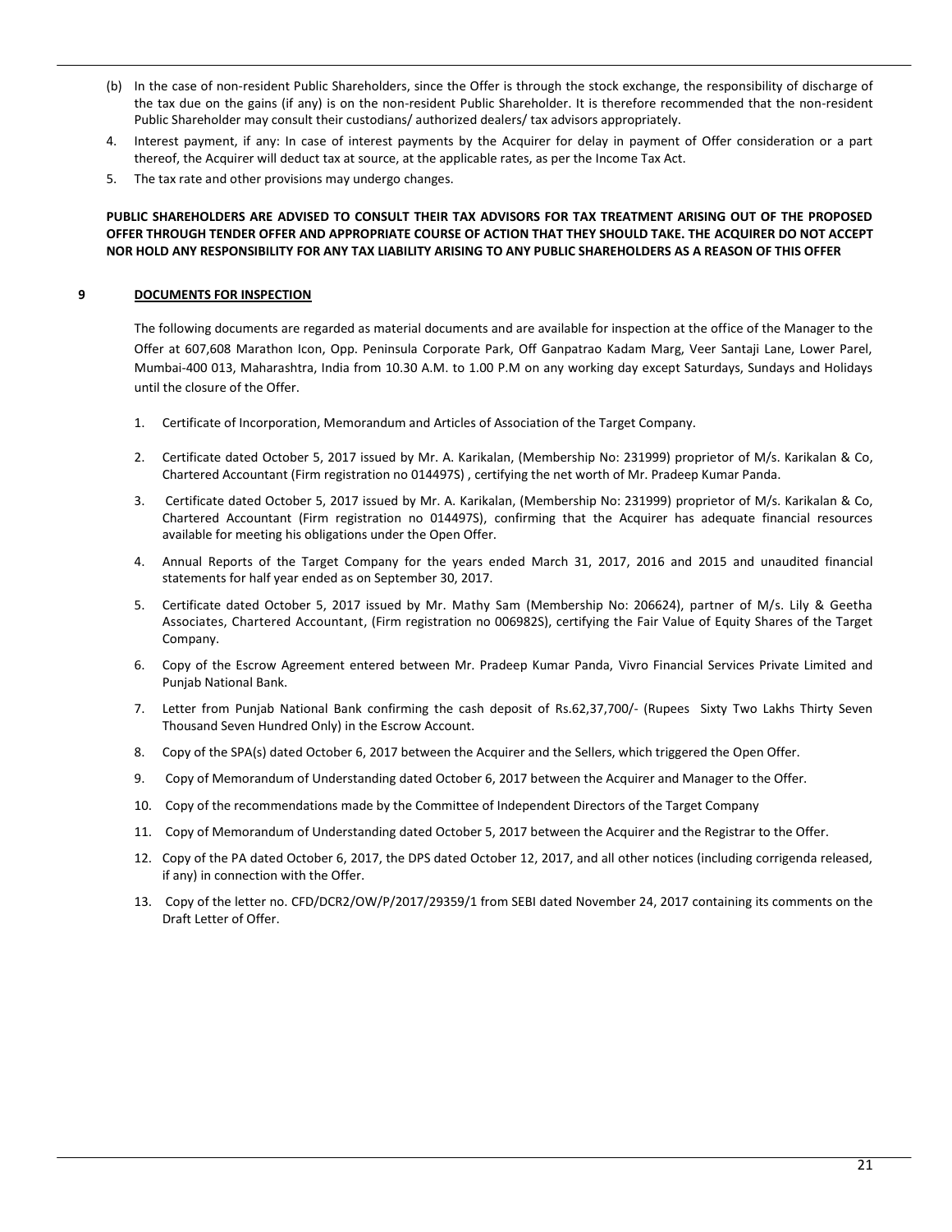(b) In the case of non-resident Public Shareholders, since the Offer is through the stock exchange, the responsibility of discharge of the tax due on the gains (if any) is on the non-resident Public Shareholder. It is therefore recommended that the non-resident Public Shareholder may consult their custodians/ authorized dealers/ tax advisors appropriately.

4. Interest payment, if any: In case of interest payments by the Acquirer for delay in payment of Offer consideration or a part thereof, the Acquirer will deduct tax at source, at the applicable rates, as per the Income Tax Act.
5. The tax rate and other provisions may undergo changes.

**PUBLIC SHAREHOLDERS ARE ADVISED TO CONSULT THEIR TAX ADVISORS FOR TAX TREATMENT ARISING OUT OF THE PROPOSED OFFER THROUGH TENDER OFFER AND APPROPRIATE COURSE OF ACTION THAT THEY SHOULD TAKE. THE ACQUIRER DO NOT ACCEPT NOR HOLD ANY RESPONSIBILITY FOR ANY TAX LIABILITY ARISING TO ANY PUBLIC SHAREHOLDERS AS A REASON OF THIS OFFER**

## 9 DOCUMENTS FOR INSPECTION

The following documents are regarded as material documents and are available for inspection at the office of the Manager to the Offer at 607,608 Marathon Icon, Opp. Peninsula Corporate Park, Off Ganpatrao Kadam Marg, Veer Santaji Lane, Lower Parel, Mumbai-400 013, Maharashtra, India from 10.30 A.M. to 1.00 P.M on any working day except Saturdays, Sundays and Holidays until the closure of the Offer.

1. Certificate of Incorporation, Memorandum and Articles of Association of the Target Company.
2. Certificate dated October 5, 2017 issued by Mr. A. Karikalan, (Membership No: 231999) proprietor of M/s. Karikalan & Co, Chartered Accountant (Firm registration no 014497S) , certifying the net worth of Mr. Pradeep Kumar Panda.
3. Certificate dated October 5, 2017 issued by Mr. A. Karikalan, (Membership No: 231999) proprietor of M/s. Karikalan & Co, Chartered Accountant (Firm registration no 014497S), confirming that the Acquirer has adequate financial resources available for meeting his obligations under the Open Offer.
4. Annual Reports of the Target Company for the years ended March 31, 2017, 2016 and 2015 and unaudited financial statements for half year ended as on September 30, 2017.
5. Certificate dated October 5, 2017 issued by Mr. Mathy Sam (Membership No: 206624), partner of M/s. Lily & Geetha Associates, Chartered Accountant, (Firm registration no 006982S), certifying the Fair Value of Equity Shares of the Target Company.
6. Copy of the Escrow Agreement entered between Mr. Pradeep Kumar Panda, Vivro Financial Services Private Limited and Punjab National Bank.
7. Letter from Punjab National Bank confirming the cash deposit of Rs.62,37,700/- (Rupees Sixty Two Lakhs Thirty Seven Thousand Seven Hundred Only) in the Escrow Account.
8. Copy of the SPA(s) dated October 6, 2017 between the Acquirer and the Sellers, which triggered the Open Offer.
9. Copy of Memorandum of Understanding dated October 6, 2017 between the Acquirer and Manager to the Offer.
10. Copy of the recommendations made by the Committee of Independent Directors of the Target Company
11. Copy of Memorandum of Understanding dated October 5, 2017 between the Acquirer and the Registrar to the Offer.
12. Copy of the PA dated October 6, 2017, the DPS dated October 12, 2017, and all other notices (including corrigenda released, if any) in connection with the Offer.
13. Copy of the letter no. CFD/DCR2/OW/P/2017/29359/1 from SEBI dated November 24, 2017 containing its comments on the Draft Letter of Offer.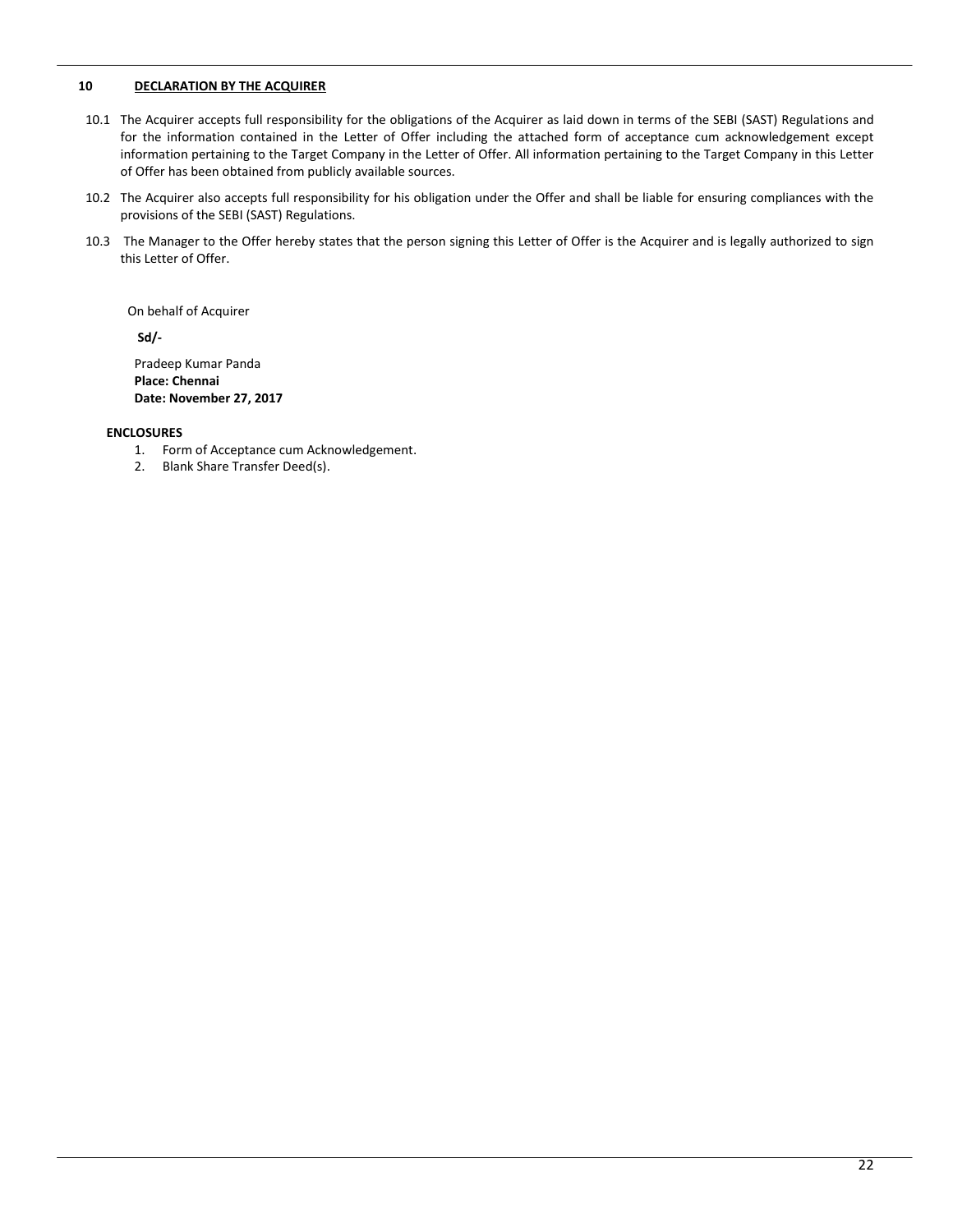## 10 DECLARATION BY THE ACQUIRER

10.1 The Acquirer accepts full responsibility for the obligations of the Acquirer as laid down in terms of the SEBI (SAST) Regulations and for the information contained in the Letter of Offer including the attached form of acceptance cum acknowledgement except information pertaining to the Target Company in the Letter of Offer. All information pertaining to the Target Company in this Letter of Offer has been obtained from publicly available sources.

10.2 The Acquirer also accepts full responsibility for his obligation under the Offer and shall be liable for ensuring compliances with the provisions of the SEBI (SAST) Regulations.

10.3 The Manager to the Offer hereby states that the person signing this Letter of Offer is the Acquirer and is legally authorized to sign this Letter of Offer.

On behalf of Acquirer

**Sd/-**

Pradeep Kumar Panda
**Place: Chennai**
**Date: November 27, 2017**

**ENCLOSURES**

1. Form of Acceptance cum Acknowledgement.
2. Blank Share Transfer Deed(s).